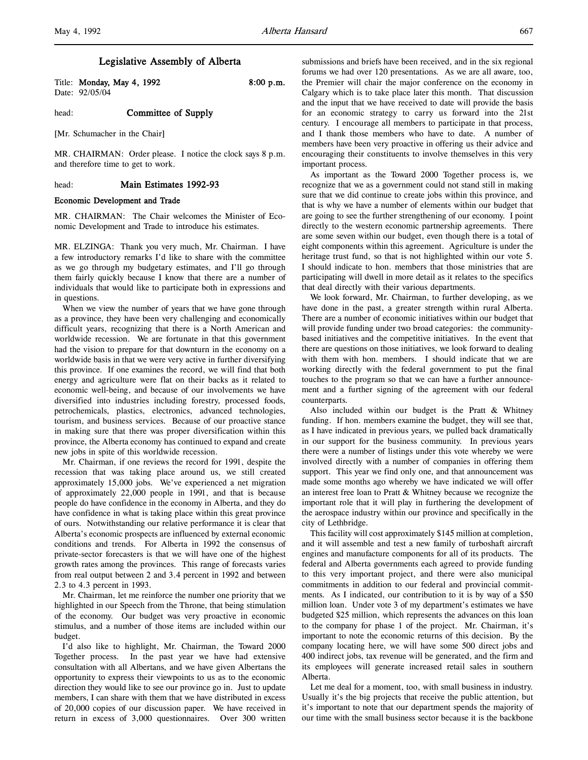# Legislative Assembly of Alberta

Title: **Monday, May 4, 1992** **8:00 p.m.**
Date: 92/05/04

head: **Committee of Supply**

[Mr. Schumacher in the Chair]

MR. CHAIRMAN: Order please. I notice the clock says 8 p.m. and therefore time to get to work.

head: **Main Estimates 1992-93**

**Economic Development and Trade**

MR. CHAIRMAN: The Chair welcomes the Minister of Economic Development and Trade to introduce his estimates.

MR. ELZINGA: Thank you very much, Mr. Chairman. I have a few introductory remarks I'd like to share with the committee as we go through my budgetary estimates, and I'll go through them fairly quickly because I know that there are a number of individuals that would like to participate both in expressions and in questions.

When we view the number of years that we have gone through as a province, they have been very challenging and economically difficult years, recognizing that there is a North American and worldwide recession. We are fortunate in that this government had the vision to prepare for that downturn in the economy on a worldwide basis in that we were very active in further diversifying this province. If one examines the record, we will find that both energy and agriculture were flat on their backs as it related to economic well-being, and because of our involvements we have diversified into industries including forestry, processed foods, petrochemicals, plastics, electronics, advanced technologies, tourism, and business services. Because of our proactive stance in making sure that there was proper diversification within this province, the Alberta economy has continued to expand and create new jobs in spite of this worldwide recession.

Mr. Chairman, if one reviews the record for 1991, despite the recession that was taking place around us, we still created approximately 15,000 jobs. We've experienced a net migration of approximately 22,000 people in 1991, and that is because people do have confidence in the economy in Alberta, and they do have confidence in what is taking place within this great province of ours. Notwithstanding our relative performance it is clear that Alberta's economic prospects are influenced by external economic conditions and trends. For Alberta in 1992 the consensus of private-sector forecasters is that we will have one of the highest growth rates among the provinces. This range of forecasts varies from real output between 2 and 3.4 percent in 1992 and between 2.3 to 4.3 percent in 1993.

Mr. Chairman, let me reinforce the number one priority that we highlighted in our Speech from the Throne, that being stimulation of the economy. Our budget was very proactive in economic stimulus, and a number of those items are included within our budget.

I'd also like to highlight, Mr. Chairman, the Toward 2000 Together process. In the past year we have had extensive consultation with all Albertans, and we have given Albertans the opportunity to express their viewpoints to us as to the economic direction they would like to see our province go in. Just to update members, I can share with them that we have distributed in excess of 20,000 copies of our discussion paper. We have received in return in excess of 3,000 questionnaires. Over 300 written submissions and briefs have been received, and in the six regional forums we had over 120 presentations. As we are all aware, too, the Premier will chair the major conference on the economy in Calgary which is to take place later this month. That discussion and the input that we have received to date will provide the basis for an economic strategy to carry us forward into the 21st century. I encourage all members to participate in that process, and I thank those members who have to date. A number of members have been very proactive in offering us their advice and encouraging their constituents to involve themselves in this very important process.

As important as the Toward 2000 Together process is, we recognize that we as a government could not stand still in making sure that we did continue to create jobs within this province, and that is why we have a number of elements within our budget that are going to see the further strengthening of our economy. I point directly to the western economic partnership agreements. There are some seven within our budget, even though there is a total of eight components within this agreement. Agriculture is under the heritage trust fund, so that is not highlighted within our vote 5. I should indicate to hon. members that those ministries that are participating will dwell in more detail as it relates to the specifics that deal directly with their various departments.

We look forward, Mr. Chairman, to further developing, as we have done in the past, a greater strength within rural Alberta. There are a number of economic initiatives within our budget that will provide funding under two broad categories: the community-based initiatives and the competitive initiatives. In the event that there are questions on those initiatives, we look forward to dealing with them with hon. members. I should indicate that we are working directly with the federal government to put the final touches to the program so that we can have a further announcement and a further signing of the agreement with our federal counterparts.

Also included within our budget is the Pratt & Whitney funding. If hon. members examine the budget, they will see that, as I have indicated in previous years, we pulled back dramatically in our support for the business community. In previous years there were a number of listings under this vote whereby we were involved directly with a number of companies in offering them support. This year we find only one, and that announcement was made some months ago whereby we have indicated we will offer an interest free loan to Pratt & Whitney because we recognize the important role that it will play in furthering the development of the aerospace industry within our province and specifically in the city of Lethbridge.

This facility will cost approximately $145 million at completion, and it will assemble and test a new family of turboshaft aircraft engines and manufacture components for all of its products. The federal and Alberta governments each agreed to provide funding to this very important project, and there were also municipal commitments in addition to our federal and provincial commitments. As I indicated, our contribution to it is by way of a $50 million loan. Under vote 3 of my department's estimates we have budgeted $25 million, which represents the advances on this loan to the company for phase 1 of the project. Mr. Chairman, it's important to note the economic returns of this decision. By the company locating here, we will have some 500 direct jobs and 400 indirect jobs, tax revenue will be generated, and the firm and its employees will generate increased retail sales in southern Alberta.

Let me deal for a moment, too, with small business in industry. Usually it's the big projects that receive the public attention, but it's important to note that our department spends the majority of our time with the small business sector because it is the backbone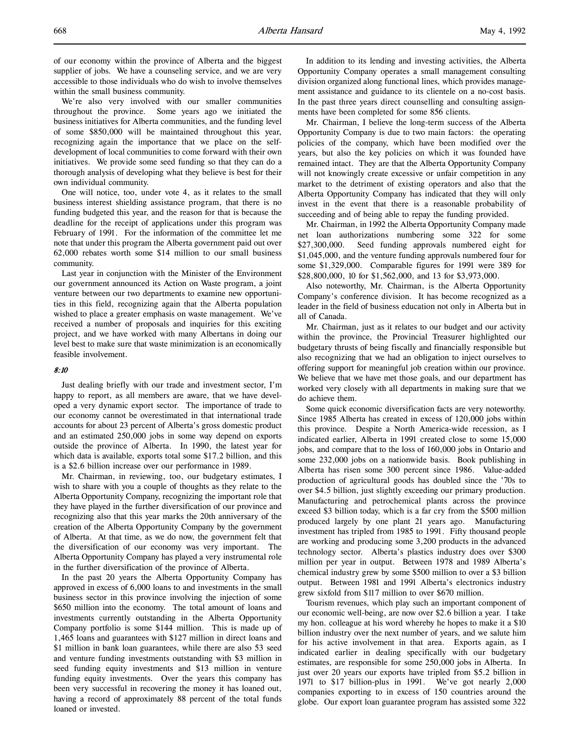of our economy within the province of Alberta and the biggest supplier of jobs. We have a counseling service, and we are very accessible to those individuals who do wish to involve themselves within the small business community.

We're also very involved with our smaller communities throughout the province. Some years ago we initiated the business initiatives for Alberta communities, and the funding level of some $850,000 will be maintained throughout this year, recognizing again the importance that we place on the self-development of local communities to come forward with their own initiatives. We provide some seed funding so that they can do a thorough analysis of developing what they believe is best for their own individual community.

One will notice, too, under vote 4, as it relates to the small business interest shielding assistance program, that there is no funding budgeted this year, and the reason for that is because the deadline for the receipt of applications under this program was February of 1991. For the information of the committee let me note that under this program the Alberta government paid out over 62,000 rebates worth some $14 million to our small business community.

Last year in conjunction with the Minister of the Environment our government announced its Action on Waste program, a joint venture between our two departments to examine new opportunities in this field, recognizing again that the Alberta population wished to place a greater emphasis on waste management. We've received a number of proposals and inquiries for this exciting project, and we have worked with many Albertans in doing our level best to make sure that waste minimization is an economically feasible involvement.

*8:10*

Just dealing briefly with our trade and investment sector, I'm happy to report, as all members are aware, that we have developed a very dynamic export sector. The importance of trade to our economy cannot be overestimated in that international trade accounts for about 23 percent of Alberta's gross domestic product and an estimated 250,000 jobs in some way depend on exports outside the province of Alberta. In 1990, the latest year for which data is available, exports total some $17.2 billion, and this is a $2.6 billion increase over our performance in 1989.

Mr. Chairman, in reviewing, too, our budgetary estimates, I wish to share with you a couple of thoughts as they relate to the Alberta Opportunity Company, recognizing the important role that they have played in the further diversification of our province and recognizing also that this year marks the 20th anniversary of the creation of the Alberta Opportunity Company by the government of Alberta. At that time, as we do now, the government felt that the diversification of our economy was very important. The Alberta Opportunity Company has played a very instrumental role in the further diversification of the province of Alberta.

In the past 20 years the Alberta Opportunity Company has approved in excess of 6,000 loans to and investments in the small business sector in this province involving the injection of some $650 million into the economy. The total amount of loans and investments currently outstanding in the Alberta Opportunity Company portfolio is some $144 million. This is made up of 1,465 loans and guarantees with $127 million in direct loans and $1 million in bank loan guarantees, while there are also 53 seed and venture funding investments outstanding with $3 million in seed funding equity investments and $13 million in venture funding equity investments. Over the years this company has been very successful in recovering the money it has loaned out, having a record of approximately 88 percent of the total funds loaned or invested.

In addition to its lending and investing activities, the Alberta Opportunity Company operates a small management consulting division organized along functional lines, which provides management assistance and guidance to its clientele on a no-cost basis. In the past three years direct counselling and consulting assignments have been completed for some 856 clients.

Mr. Chairman, I believe the long-term success of the Alberta Opportunity Company is due to two main factors: the operating policies of the company, which have been modified over the years, but also the key policies on which it was founded have remained intact. They are that the Alberta Opportunity Company will not knowingly create excessive or unfair competition in any market to the detriment of existing operators and also that the Alberta Opportunity Company has indicated that they will only invest in the event that there is a reasonable probability of succeeding and of being able to repay the funding provided.

Mr. Chairman, in 1992 the Alberta Opportunity Company made net loan authorizations numbering some 322 for some $27,300,000. Seed funding approvals numbered eight for $1,045,000, and the venture funding approvals numbered four for some $1,329,000. Comparable figures for 1991 were 389 for $28,800,000, 10 for $1,562,000, and 13 for $3,973,000.

Also noteworthy, Mr. Chairman, is the Alberta Opportunity Company's conference division. It has become recognized as a leader in the field of business education not only in Alberta but in all of Canada.

Mr. Chairman, just as it relates to our budget and our activity within the province, the Provincial Treasurer highlighted our budgetary thrusts of being fiscally and financially responsible but also recognizing that we had an obligation to inject ourselves to offering support for meaningful job creation within our province. We believe that we have met those goals, and our department has worked very closely with all departments in making sure that we do achieve them.

Some quick economic diversification facts are very noteworthy. Since 1985 Alberta has created in excess of 120,000 jobs within this province. Despite a North America-wide recession, as I indicated earlier, Alberta in 1991 created close to some 15,000 jobs, and compare that to the loss of 160,000 jobs in Ontario and some 232,000 jobs on a nationwide basis. Book publishing in Alberta has risen some 300 percent since 1986. Value-added production of agricultural goods has doubled since the '70s to over $4.5 billion, just slightly exceeding our primary production. Manufacturing and petrochemical plants across the province exceed $3 billion today, which is a far cry from the $500 million produced largely by one plant 21 years ago. Manufacturing investment has tripled from 1985 to 1991. Fifty thousand people are working and producing some 3,200 products in the advanced technology sector. Alberta's plastics industry does over $300 million per year in output. Between 1978 and 1989 Alberta's chemical industry grew by some $500 million to over a $3 billion output. Between 1981 and 1991 Alberta's electronics industry grew sixfold from $117 million to over $670 million.

Tourism revenues, which play such an important component of our economic well-being, are now over $2.6 billion a year. I take my hon. colleague at his word whereby he hopes to make it a $10 billion industry over the next number of years, and we salute him for his active involvement in that area. Exports again, as I indicated earlier in dealing specifically with our budgetary estimates, are responsible for some 250,000 jobs in Alberta. In just over 20 years our exports have tripled from $5.2 billion in 1971 to $17 billion-plus in 1991. We've got nearly 2,000 companies exporting to in excess of 150 countries around the globe. Our export loan guarantee program has assisted some 322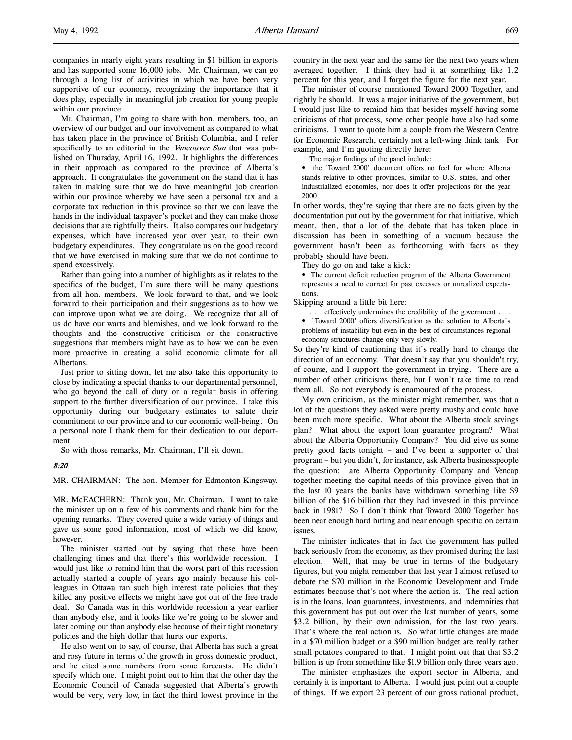companies in nearly eight years resulting in $1 billion in exports and has supported some 16,000 jobs. Mr. Chairman, we can go through a long list of activities in which we have been very supportive of our economy, recognizing the importance that it does play, especially in meaningful job creation for young people within our province.

Mr. Chairman, I'm going to share with hon. members, too, an overview of our budget and our involvement as compared to what has taken place in the province of British Columbia, and I refer specifically to an editorial in the *Vancouver Sun* that was published on Thursday, April 16, 1992. It highlights the differences in their approach as compared to the province of Alberta's approach. It congratulates the government on the stand that it has taken in making sure that we do have meaningful job creation within our province whereby we have seen a personal tax and a corporate tax reduction in this province so that we can leave the hands in the individual taxpayer's pocket and they can make those decisions that are rightfully theirs. It also compares our budgetary expenses, which have increased year over year, to their own budgetary expenditures. They congratulate us on the good record that we have exercised in making sure that we do not continue to spend excessively.

Rather than going into a number of highlights as it relates to the specifics of the budget, I'm sure there will be many questions from all hon. members. We look forward to that, and we look forward to their participation and their suggestions as to how we can improve upon what we are doing. We recognize that all of us do have our warts and blemishes, and we look forward to the thoughts and the constructive criticism or the constructive suggestions that members might have as to how we can be even more proactive in creating a solid economic climate for all Albertans.

Just prior to sitting down, let me also take this opportunity to close by indicating a special thanks to our departmental personnel, who go beyond the call of duty on a regular basis in offering support to the further diversification of our province. I take this opportunity during our budgetary estimates to salute their commitment to our province and to our economic well-being. On a personal note I thank them for their dedication to our department.

So with those remarks, Mr. Chairman, I'll sit down.

*8:20*

MR. CHAIRMAN: The hon. Member for Edmonton-Kingsway.

MR. McEACHERN: Thank you, Mr. Chairman. I want to take the minister up on a few of his comments and thank him for the opening remarks. They covered quite a wide variety of things and gave us some good information, most of which we did know, however.

The minister started out by saying that these have been challenging times and that there's this worldwide recession. I would just like to remind him that the worst part of this recession actually started a couple of years ago mainly because his colleagues in Ottawa ran such high interest rate policies that they killed any positive effects we might have got out of the free trade deal. So Canada was in this worldwide recession a year earlier than anybody else, and it looks like we're going to be slower and later coming out than anybody else because of their tight monetary policies and the high dollar that hurts our exports.

He also went on to say, of course, that Alberta has such a great and rosy future in terms of the growth in gross domestic product, and he cited some numbers from some forecasts. He didn't specify which one. I might point out to him that the other day the Economic Council of Canada suggested that Alberta's growth would be very, very low, in fact the third lowest province in the country in the next year and the same for the next two years when averaged together. I think they had it at something like 1.2 percent for this year, and I forget the figure for the next year.

The minister of course mentioned Toward 2000 Together, and rightly he should. It was a major initiative of the government, but I would just like to remind him that besides myself having some criticisms of that process, some other people have also had some criticisms. I want to quote him a couple from the Western Centre for Economic Research, certainly not a left-wing think tank. For example, and I'm quoting directly here:

> The major findings of the panel include:
> - the 'Toward 2000' document offers no feel for where Alberta stands relative to other provinces, similar to U.S. states, and other industrialized economies, nor does it offer projections for the year 2000.

In other words, they're saying that there are no facts given by the documentation put out by the government for that initiative, which meant, then, that a lot of the debate that has taken place in discussion has been in something of a vacuum because the government hasn't been as forthcoming with facts as they probably should have been.

They do go on and take a kick:

> - The current deficit reduction program of the Alberta Government represents a need to correct for past excesses or unrealized expectations.

Skipping around a little bit here:

> . . . effectively undermines the credibility of the government . . .
> - 'Toward 2000' offers diversification as the solution to Alberta's problems of instability but even in the best of circumstances regional economy structures change only very slowly.

So they're kind of cautioning that it's really hard to change the direction of an economy. That doesn't say that you shouldn't try, of course, and I support the government in trying. There are a number of other criticisms there, but I won't take time to read them all. So not everybody is enamoured of the process.

My own criticism, as the minister might remember, was that a lot of the questions they asked were pretty mushy and could have been much more specific. What about the Alberta stock savings plan? What about the export loan guarantee program? What about the Alberta Opportunity Company? You did give us some pretty good facts tonight – and I've been a supporter of that program – but you didn't, for instance, ask Alberta businesspeople the question: are Alberta Opportunity Company and Vencap together meeting the capital needs of this province given that in the last 10 years the banks have withdrawn something like $9 billion of the $16 billion that they had invested in this province back in 1981? So I don't think that Toward 2000 Together has been near enough hard hitting and near enough specific on certain issues.

The minister indicates that in fact the government has pulled back seriously from the economy, as they promised during the last election. Well, that may be true in terms of the budgetary figures, but you might remember that last year I almost refused to debate the $70 million in the Economic Development and Trade estimates because that's not where the action is. The real action is in the loans, loan guarantees, investments, and indemnities that this government has put out over the last number of years, some $3.2 billion, by their own admission, for the last two years. That's where the real action is. So what little changes are made in a $70 million budget or a $90 million budget are really rather small potatoes compared to that. I might point out that that $3.2 billion is up from something like $1.9 billion only three years ago.

The minister emphasizes the export sector in Alberta, and certainly it is important to Alberta. I would just point out a couple of things. If we export 23 percent of our gross national product,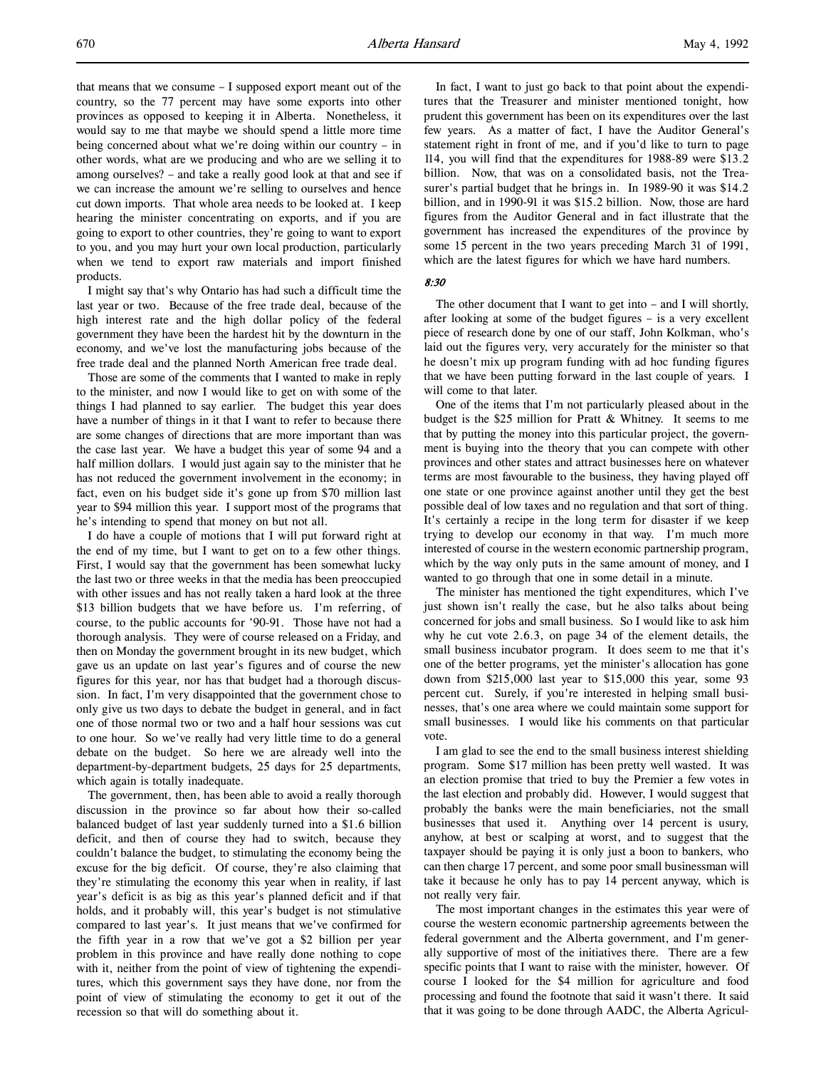that means that we consume – I supposed export meant out of the country, so the 77 percent may have some exports into other provinces as opposed to keeping it in Alberta. Nonetheless, it would say to me that maybe we should spend a little more time being concerned about what we're doing within our country – in other words, what are we producing and who are we selling it to among ourselves? – and take a really good look at that and see if we can increase the amount we're selling to ourselves and hence cut down imports. That whole area needs to be looked at. I keep hearing the minister concentrating on exports, and if you are going to export to other countries, they're going to want to export to you, and you may hurt your own local production, particularly when we tend to export raw materials and import finished products.

I might say that's why Ontario has had such a difficult time the last year or two. Because of the free trade deal, because of the high interest rate and the high dollar policy of the federal government they have been the hardest hit by the downturn in the economy, and we've lost the manufacturing jobs because of the free trade deal and the planned North American free trade deal.

Those are some of the comments that I wanted to make in reply to the minister, and now I would like to get on with some of the things I had planned to say earlier. The budget this year does have a number of things in it that I want to refer to because there are some changes of directions that are more important than was the case last year. We have a budget this year of some 94 and a half million dollars. I would just again say to the minister that he has not reduced the government involvement in the economy; in fact, even on his budget side it's gone up from $70 million last year to $94 million this year. I support most of the programs that he's intending to spend that money on but not all.

I do have a couple of motions that I will put forward right at the end of my time, but I want to get on to a few other things. First, I would say that the government has been somewhat lucky the last two or three weeks in that the media has been preoccupied with other issues and has not really taken a hard look at the three $13 billion budgets that we have before us. I'm referring, of course, to the public accounts for '90-91. Those have not had a thorough analysis. They were of course released on a Friday, and then on Monday the government brought in its new budget, which gave us an update on last year's figures and of course the new figures for this year, nor has that budget had a thorough discussion. In fact, I'm very disappointed that the government chose to only give us two days to debate the budget in general, and in fact one of those normal two or two and a half hour sessions was cut to one hour. So we've really had very little time to do a general debate on the budget. So here we are already well into the department-by-department budgets, 25 days for 25 departments, which again is totally inadequate.

The government, then, has been able to avoid a really thorough discussion in the province so far about how their so-called balanced budget of last year suddenly turned into a $1.6 billion deficit, and then of course they had to switch, because they couldn't balance the budget, to stimulating the economy being the excuse for the big deficit. Of course, they're also claiming that they're stimulating the economy this year when in reality, if last year's deficit is as big as this year's planned deficit and if that holds, and it probably will, this year's budget is not stimulative compared to last year's. It just means that we've confirmed for the fifth year in a row that we've got a $2 billion per year problem in this province and have really done nothing to cope with it, neither from the point of view of tightening the expenditures, which this government says they have done, nor from the point of view of stimulating the economy to get it out of the recession so that will do something about it.

In fact, I want to just go back to that point about the expenditures that the Treasurer and minister mentioned tonight, how prudent this government has been on its expenditures over the last few years. As a matter of fact, I have the Auditor General's statement right in front of me, and if you'd like to turn to page 114, you will find that the expenditures for 1988-89 were $13.2 billion. Now, that was on a consolidated basis, not the Treasurer's partial budget that he brings in. In 1989-90 it was $14.2 billion, and in 1990-91 it was $15.2 billion. Now, those are hard figures from the Auditor General and in fact illustrate that the government has increased the expenditures of the province by some 15 percent in the two years preceding March 31 of 1991, which are the latest figures for which we have hard numbers.

*8:30*

The other document that I want to get into – and I will shortly, after looking at some of the budget figures – is a very excellent piece of research done by one of our staff, John Kolkman, who's laid out the figures very, very accurately for the minister so that he doesn't mix up program funding with ad hoc funding figures that we have been putting forward in the last couple of years. I will come to that later.

One of the items that I'm not particularly pleased about in the budget is the $25 million for Pratt & Whitney. It seems to me that by putting the money into this particular project, the government is buying into the theory that you can compete with other provinces and other states and attract businesses here on whatever terms are most favourable to the business, they having played off one state or one province against another until they get the best possible deal of low taxes and no regulation and that sort of thing. It's certainly a recipe in the long term for disaster if we keep trying to develop our economy in that way. I'm much more interested of course in the western economic partnership program, which by the way only puts in the same amount of money, and I wanted to go through that one in some detail in a minute.

The minister has mentioned the tight expenditures, which I've just shown isn't really the case, but he also talks about being concerned for jobs and small business. So I would like to ask him why he cut vote 2.6.3, on page 34 of the element details, the small business incubator program. It does seem to me that it's one of the better programs, yet the minister's allocation has gone down from $215,000 last year to $15,000 this year, some 93 percent cut. Surely, if you're interested in helping small businesses, that's one area where we could maintain some support for small businesses. I would like his comments on that particular vote.

I am glad to see the end to the small business interest shielding program. Some $17 million has been pretty well wasted. It was an election promise that tried to buy the Premier a few votes in the last election and probably did. However, I would suggest that probably the banks were the main beneficiaries, not the small businesses that used it. Anything over 14 percent is usury, anyhow, at best or scalping at worst, and to suggest that the taxpayer should be paying it is only just a boon to bankers, who can then charge 17 percent, and some poor small businessman will take it because he only has to pay 14 percent anyway, which is not really very fair.

The most important changes in the estimates this year were of course the western economic partnership agreements between the federal government and the Alberta government, and I'm generally supportive of most of the initiatives there. There are a few specific points that I want to raise with the minister, however. Of course I looked for the $4 million for agriculture and food processing and found the footnote that said it wasn't there. It said that it was going to be done through AADC, the Alberta Agricul-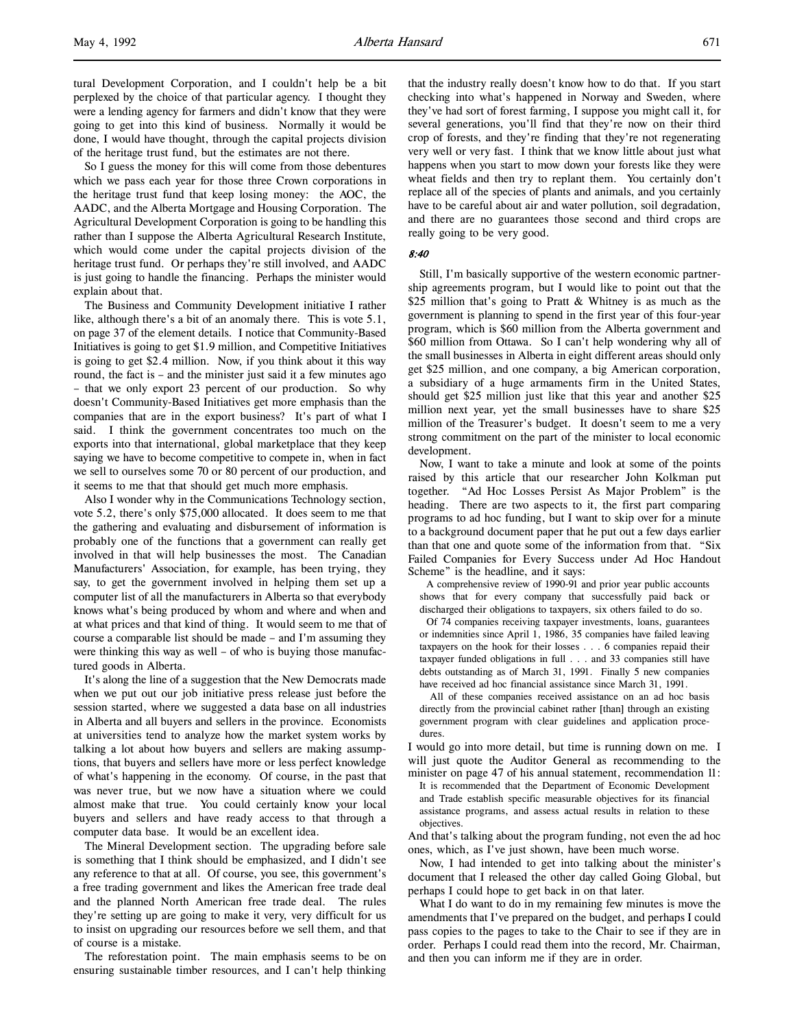tural Development Corporation, and I couldn't help be a bit perplexed by the choice of that particular agency. I thought they were a lending agency for farmers and didn't know that they were going to get into this kind of business. Normally it would be done, I would have thought, through the capital projects division of the heritage trust fund, but the estimates are not there.

So I guess the money for this will come from those debentures which we pass each year for those three Crown corporations in the heritage trust fund that keep losing money: the AOC, the AADC, and the Alberta Mortgage and Housing Corporation. The Agricultural Development Corporation is going to be handling this rather than I suppose the Alberta Agricultural Research Institute, which would come under the capital projects division of the heritage trust fund. Or perhaps they're still involved, and AADC is just going to handle the financing. Perhaps the minister would explain about that.

The Business and Community Development initiative I rather like, although there's a bit of an anomaly there. This is vote 5.1, on page 37 of the element details. I notice that Community-Based Initiatives is going to get $1.9 million, and Competitive Initiatives is going to get $2.4 million. Now, if you think about it this way round, the fact is – and the minister just said it a few minutes ago – that we only export 23 percent of our production. So why doesn't Community-Based Initiatives get more emphasis than the companies that are in the export business? It's part of what I said. I think the government concentrates too much on the exports into that international, global marketplace that they keep saying we have to become competitive to compete in, when in fact we sell to ourselves some 70 or 80 percent of our production, and it seems to me that that should get much more emphasis.

Also I wonder why in the Communications Technology section, vote 5.2, there's only $75,000 allocated. It does seem to me that the gathering and evaluating and disbursement of information is probably one of the functions that a government can really get involved in that will help businesses the most. The Canadian Manufacturers' Association, for example, has been trying, they say, to get the government involved in helping them set up a computer list of all the manufacturers in Alberta so that everybody knows what's being produced by whom and where and when and at what prices and that kind of thing. It would seem to me that of course a comparable list should be made – and I'm assuming they were thinking this way as well – of who is buying those manufactured goods in Alberta.

It's along the line of a suggestion that the New Democrats made when we put out our job initiative press release just before the session started, where we suggested a data base on all industries in Alberta and all buyers and sellers in the province. Economists at universities tend to analyze how the market system works by talking a lot about how buyers and sellers are making assumptions, that buyers and sellers have more or less perfect knowledge of what's happening in the economy. Of course, in the past that was never true, but we now have a situation where we could almost make that true. You could certainly know your local buyers and sellers and have ready access to that through a computer data base. It would be an excellent idea.

The Mineral Development section. The upgrading before sale is something that I think should be emphasized, and I didn't see any reference to that at all. Of course, you see, this government's a free trading government and likes the American free trade deal and the planned North American free trade deal. The rules they're setting up are going to make it very, very difficult for us to insist on upgrading our resources before we sell them, and that of course is a mistake.

The reforestation point. The main emphasis seems to be on ensuring sustainable timber resources, and I can't help thinking that the industry really doesn't know how to do that. If you start checking into what's happened in Norway and Sweden, where they've had sort of forest farming, I suppose you might call it, for several generations, you'll find that they're now on their third crop of forests, and they're finding that they're not regenerating very well or very fast. I think that we know little about just what happens when you start to mow down your forests like they were wheat fields and then try to replant them. You certainly don't replace all of the species of plants and animals, and you certainly have to be careful about air and water pollution, soil degradation, and there are no guarantees those second and third crops are really going to be very good.

*8:40*

Still, I'm basically supportive of the western economic partnership agreements program, but I would like to point out that the $25 million that's going to Pratt & Whitney is as much as the government is planning to spend in the first year of this four-year program, which is $60 million from the Alberta government and $60 million from Ottawa. So I can't help wondering why all of the small businesses in Alberta in eight different areas should only get $25 million, and one company, a big American corporation, a subsidiary of a huge armaments firm in the United States, should get $25 million just like that this year and another $25 million next year, yet the small businesses have to share $25 million of the Treasurer's budget. It doesn't seem to me a very strong commitment on the part of the minister to local economic development.

Now, I want to take a minute and look at some of the points raised by this article that our researcher John Kolkman put together. "Ad Hoc Losses Persist As Major Problem" is the heading. There are two aspects to it, the first part comparing programs to ad hoc funding, but I want to skip over for a minute to a background document paper that he put out a few days earlier than that one and quote some of the information from that. "Six Failed Companies for Every Success under Ad Hoc Handout Scheme" is the headline, and it says:

> A comprehensive review of 1990-91 and prior year public accounts shows that for every company that successfully paid back or discharged their obligations to taxpayers, six others failed to do so.
>
> Of 74 companies receiving taxpayer investments, loans, guarantees or indemnities since April 1, 1986, 35 companies have failed leaving taxpayers on the hook for their losses . . . 6 companies repaid their taxpayer funded obligations in full . . . and 33 companies still have debts outstanding as of March 31, 1991. Finally 5 new companies have received ad hoc financial assistance since March 31, 1991.
>
> All of these companies received assistance on an ad hoc basis directly from the provincial cabinet rather [than] through an existing government program with clear guidelines and application procedures.

I would go into more detail, but time is running down on me. I will just quote the Auditor General as recommending to the minister on page 47 of his annual statement, recommendation 11:

> It is recommended that the Department of Economic Development and Trade establish specific measurable objectives for its financial assistance programs, and assess actual results in relation to these objectives.

And that's talking about the program funding, not even the ad hoc ones, which, as I've just shown, have been much worse.

Now, I had intended to get into talking about the minister's document that I released the other day called Going Global, but perhaps I could hope to get back in on that later.

What I do want to do in my remaining few minutes is move the amendments that I've prepared on the budget, and perhaps I could pass copies to the pages to take to the Chair to see if they are in order. Perhaps I could read them into the record, Mr. Chairman, and then you can inform me if they are in order.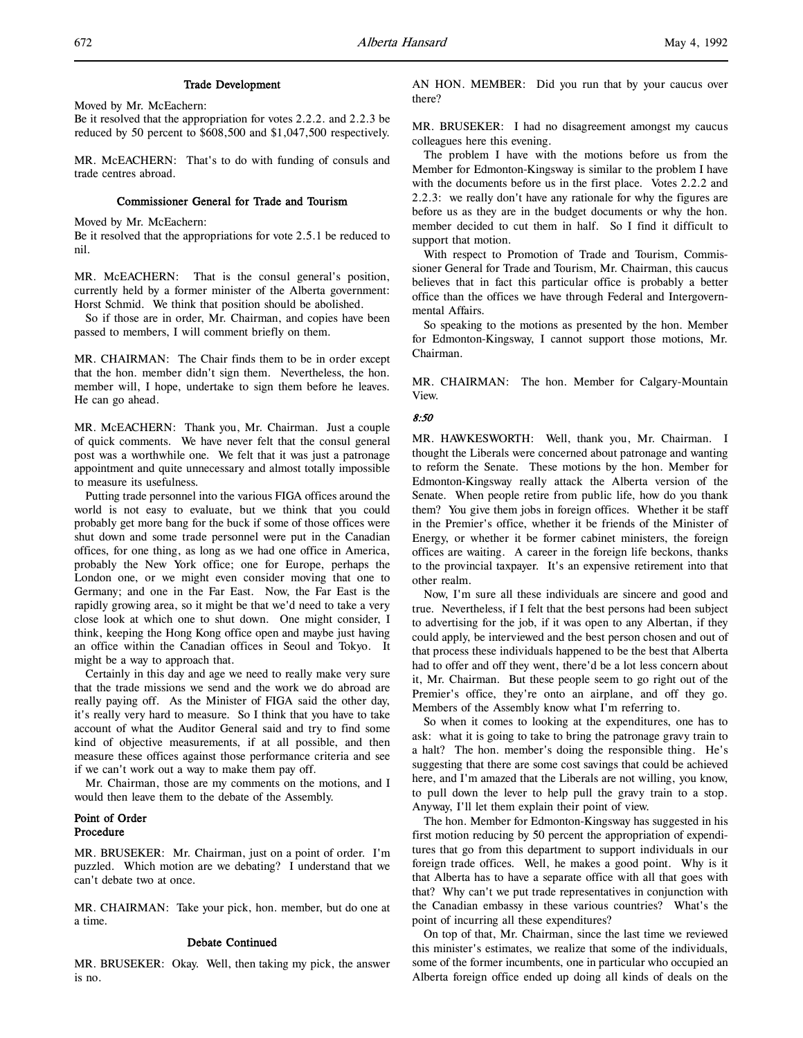### Trade Development

Moved by Mr. McEachern:
Be it resolved that the appropriation for votes 2.2.2. and 2.2.3 be reduced by 50 percent to $608,500 and $1,047,500 respectively.

MR. McEACHERN: That's to do with funding of consuls and trade centres abroad.

### Commissioner General for Trade and Tourism

Moved by Mr. McEachern:
Be it resolved that the appropriations for vote 2.5.1 be reduced to nil.

MR. McEACHERN: That is the consul general's position, currently held by a former minister of the Alberta government: Horst Schmid. We think that position should be abolished.

So if those are in order, Mr. Chairman, and copies have been passed to members, I will comment briefly on them.

MR. CHAIRMAN: The Chair finds them to be in order except that the hon. member didn't sign them. Nevertheless, the hon. member will, I hope, undertake to sign them before he leaves. He can go ahead.

MR. McEACHERN: Thank you, Mr. Chairman. Just a couple of quick comments. We have never felt that the consul general post was a worthwhile one. We felt that it was just a patronage appointment and quite unnecessary and almost totally impossible to measure its usefulness.

Putting trade personnel into the various FIGA offices around the world is not easy to evaluate, but we think that you could probably get more bang for the buck if some of those offices were shut down and some trade personnel were put in the Canadian offices, for one thing, as long as we had one office in America, probably the New York office; one for Europe, perhaps the London one, or we might even consider moving that one to Germany; and one in the Far East. Now, the Far East is the rapidly growing area, so it might be that we'd need to take a very close look at which one to shut down. One might consider, I think, keeping the Hong Kong office open and maybe just having an office within the Canadian offices in Seoul and Tokyo. It might be a way to approach that.

Certainly in this day and age we need to really make very sure that the trade missions we send and the work we do abroad are really paying off. As the Minister of FIGA said the other day, it's really very hard to measure. So I think that you have to take account of what the Auditor General said and try to find some kind of objective measurements, if at all possible, and then measure these offices against those performance criteria and see if we can't work out a way to make them pay off.

Mr. Chairman, those are my comments on the motions, and I would then leave them to the debate of the Assembly.

### Point of Order
### Procedure

MR. BRUSEKER: Mr. Chairman, just on a point of order. I'm puzzled. Which motion are we debating? I understand that we can't debate two at once.

MR. CHAIRMAN: Take your pick, hon. member, but do one at a time.

### Debate Continued

MR. BRUSEKER: Okay. Well, then taking my pick, the answer is no.

AN HON. MEMBER: Did you run that by your caucus over there?

MR. BRUSEKER: I had no disagreement amongst my caucus colleagues here this evening.

The problem I have with the motions before us from the Member for Edmonton-Kingsway is similar to the problem I have with the documents before us in the first place. Votes 2.2.2 and 2.2.3: we really don't have any rationale for why the figures are before us as they are in the budget documents or why the hon. member decided to cut them in half. So I find it difficult to support that motion.

With respect to Promotion of Trade and Tourism, Commissioner General for Trade and Tourism, Mr. Chairman, this caucus believes that in fact this particular office is probably a better office than the offices we have through Federal and Intergovernmental Affairs.

So speaking to the motions as presented by the hon. Member for Edmonton-Kingsway, I cannot support those motions, Mr. Chairman.

MR. CHAIRMAN: The hon. Member for Calgary-Mountain View.

*8:50*

MR. HAWKESWORTH: Well, thank you, Mr. Chairman. I thought the Liberals were concerned about patronage and wanting to reform the Senate. These motions by the hon. Member for Edmonton-Kingsway really attack the Alberta version of the Senate. When people retire from public life, how do you thank them? You give them jobs in foreign offices. Whether it be staff in the Premier's office, whether it be friends of the Minister of Energy, or whether it be former cabinet ministers, the foreign offices are waiting. A career in the foreign life beckons, thanks to the provincial taxpayer. It's an expensive retirement into that other realm.

Now, I'm sure all these individuals are sincere and good and true. Nevertheless, if I felt that the best persons had been subject to advertising for the job, if it was open to any Albertan, if they could apply, be interviewed and the best person chosen and out of that process these individuals happened to be the best that Alberta had to offer and off they went, there'd be a lot less concern about it, Mr. Chairman. But these people seem to go right out of the Premier's office, they're onto an airplane, and off they go. Members of the Assembly know what I'm referring to.

So when it comes to looking at the expenditures, one has to ask: what it is going to take to bring the patronage gravy train to a halt? The hon. member's doing the responsible thing. He's suggesting that there are some cost savings that could be achieved here, and I'm amazed that the Liberals are not willing, you know, to pull down the lever to help pull the gravy train to a stop. Anyway, I'll let them explain their point of view.

The hon. Member for Edmonton-Kingsway has suggested in his first motion reducing by 50 percent the appropriation of expenditures that go from this department to support individuals in our foreign trade offices. Well, he makes a good point. Why is it that Alberta has to have a separate office with all that goes with that? Why can't we put trade representatives in conjunction with the Canadian embassy in these various countries? What's the point of incurring all these expenditures?

On top of that, Mr. Chairman, since the last time we reviewed this minister's estimates, we realize that some of the individuals, some of the former incumbents, one in particular who occupied an Alberta foreign office ended up doing all kinds of deals on the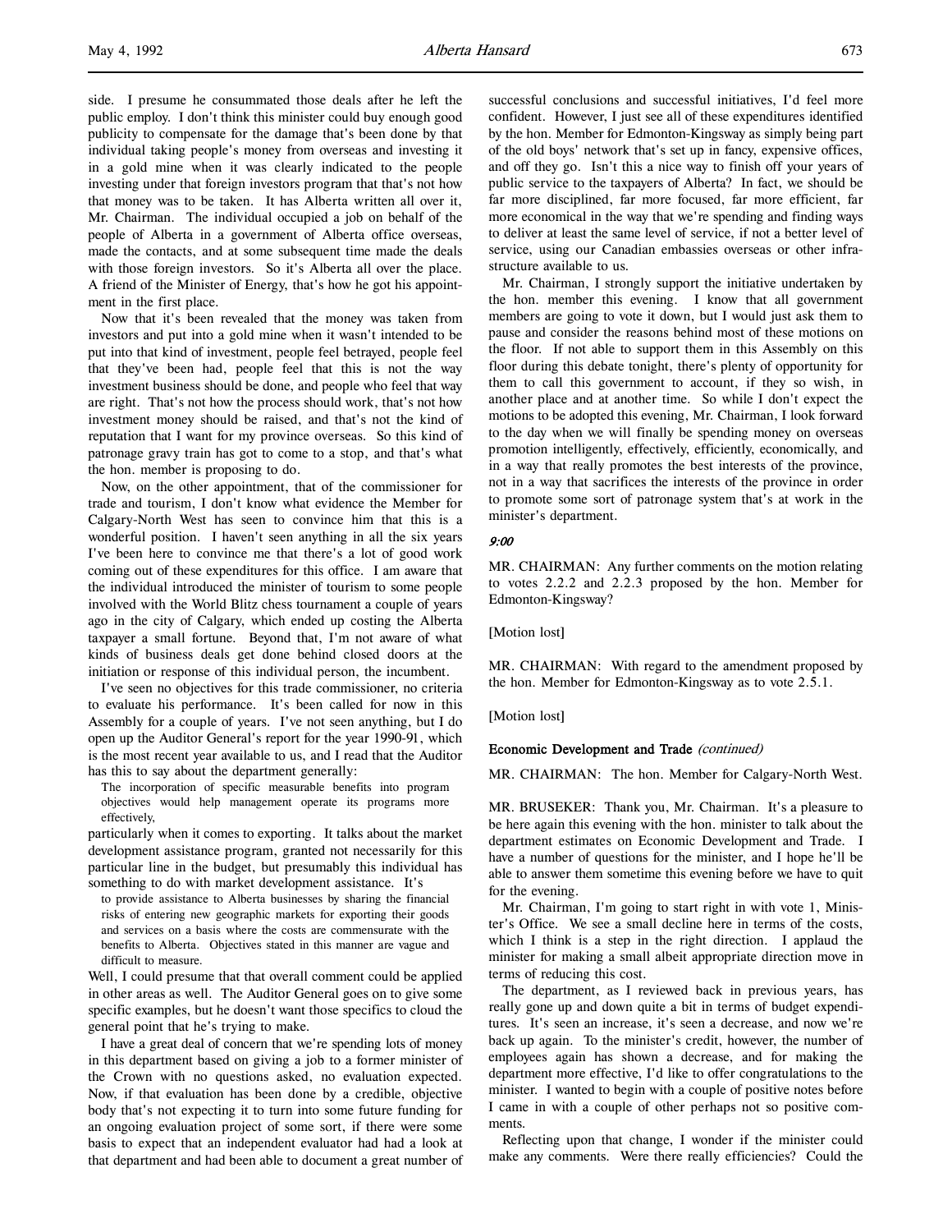side. I presume he consummated those deals after he left the public employ. I don't think this minister could buy enough good publicity to compensate for the damage that's been done by that individual taking people's money from overseas and investing it in a gold mine when it was clearly indicated to the people investing under that foreign investors program that that's not how that money was to be taken. It has Alberta written all over it, Mr. Chairman. The individual occupied a job on behalf of the people of Alberta in a government of Alberta office overseas, made the contacts, and at some subsequent time made the deals with those foreign investors. So it's Alberta all over the place. A friend of the Minister of Energy, that's how he got his appointment in the first place.

Now that it's been revealed that the money was taken from investors and put into a gold mine when it wasn't intended to be put into that kind of investment, people feel betrayed, people feel that they've been had, people feel that this is not the way investment business should be done, and people who feel that way are right. That's not how the process should work, that's not how investment money should be raised, and that's not the kind of reputation that I want for my province overseas. So this kind of patronage gravy train has got to come to a stop, and that's what the hon. member is proposing to do.

Now, on the other appointment, that of the commissioner for trade and tourism, I don't know what evidence the Member for Calgary-North West has seen to convince him that this is a wonderful position. I haven't seen anything in all the six years I've been here to convince me that there's a lot of good work coming out of these expenditures for this office. I am aware that the individual introduced the minister of tourism to some people involved with the World Blitz chess tournament a couple of years ago in the city of Calgary, which ended up costing the Alberta taxpayer a small fortune. Beyond that, I'm not aware of what kinds of business deals get done behind closed doors at the initiation or response of this individual person, the incumbent.

I've seen no objectives for this trade commissioner, no criteria to evaluate his performance. It's been called for now in this Assembly for a couple of years. I've not seen anything, but I do open up the Auditor General's report for the year 1990-91, which is the most recent year available to us, and I read that the Auditor has this to say about the department generally:

> The incorporation of specific measurable benefits into program objectives would help management operate its programs more effectively,

particularly when it comes to exporting. It talks about the market development assistance program, granted not necessarily for this particular line in the budget, but presumably this individual has something to do with market development assistance. It's

> to provide assistance to Alberta businesses by sharing the financial risks of entering new geographic markets for exporting their goods and services on a basis where the costs are commensurate with the benefits to Alberta. Objectives stated in this manner are vague and difficult to measure.

Well, I could presume that that overall comment could be applied in other areas as well. The Auditor General goes on to give some specific examples, but he doesn't want those specifics to cloud the general point that he's trying to make.

I have a great deal of concern that we're spending lots of money in this department based on giving a job to a former minister of the Crown with no questions asked, no evaluation expected. Now, if that evaluation has been done by a credible, objective body that's not expecting it to turn into some future funding for an ongoing evaluation project of some sort, if there were some basis to expect that an independent evaluator had had a look at that department and had been able to document a great number of successful conclusions and successful initiatives, I'd feel more confident. However, I just see all of these expenditures identified by the hon. Member for Edmonton-Kingsway as simply being part of the old boys' network that's set up in fancy, expensive offices, and off they go. Isn't this a nice way to finish off your years of public service to the taxpayers of Alberta? In fact, we should be far more disciplined, far more focused, far more efficient, far more economical in the way that we're spending and finding ways to deliver at least the same level of service, if not a better level of service, using our Canadian embassies overseas or other infrastructure available to us.

Mr. Chairman, I strongly support the initiative undertaken by the hon. member this evening. I know that all government members are going to vote it down, but I would just ask them to pause and consider the reasons behind most of these motions on the floor. If not able to support them in this Assembly on this floor during this debate tonight, there's plenty of opportunity for them to call this government to account, if they so wish, in another place and at another time. So while I don't expect the motions to be adopted this evening, Mr. Chairman, I look forward to the day when we will finally be spending money on overseas promotion intelligently, effectively, efficiently, economically, and in a way that really promotes the best interests of the province, not in a way that sacrifices the interests of the province in order to promote some sort of patronage system that's at work in the minister's department.

*9:00*

MR. CHAIRMAN: Any further comments on the motion relating to votes 2.2.2 and 2.2.3 proposed by the hon. Member for Edmonton-Kingsway?

[Motion lost]

MR. CHAIRMAN: With regard to the amendment proposed by the hon. Member for Edmonton-Kingsway as to vote 2.5.1.

[Motion lost]

**Economic Development and Trade** *(continued)*

MR. CHAIRMAN: The hon. Member for Calgary-North West.

MR. BRUSEKER: Thank you, Mr. Chairman. It's a pleasure to be here again this evening with the hon. minister to talk about the department estimates on Economic Development and Trade. I have a number of questions for the minister, and I hope he'll be able to answer them sometime this evening before we have to quit for the evening.

Mr. Chairman, I'm going to start right in with vote 1, Minister's Office. We see a small decline here in terms of the costs, which I think is a step in the right direction. I applaud the minister for making a small albeit appropriate direction move in terms of reducing this cost.

The department, as I reviewed back in previous years, has really gone up and down quite a bit in terms of budget expenditures. It's seen an increase, it's seen a decrease, and now we're back up again. To the minister's credit, however, the number of employees again has shown a decrease, and for making the department more effective, I'd like to offer congratulations to the minister. I wanted to begin with a couple of positive notes before I came in with a couple of other perhaps not so positive comments.

Reflecting upon that change, I wonder if the minister could make any comments. Were there really efficiencies? Could the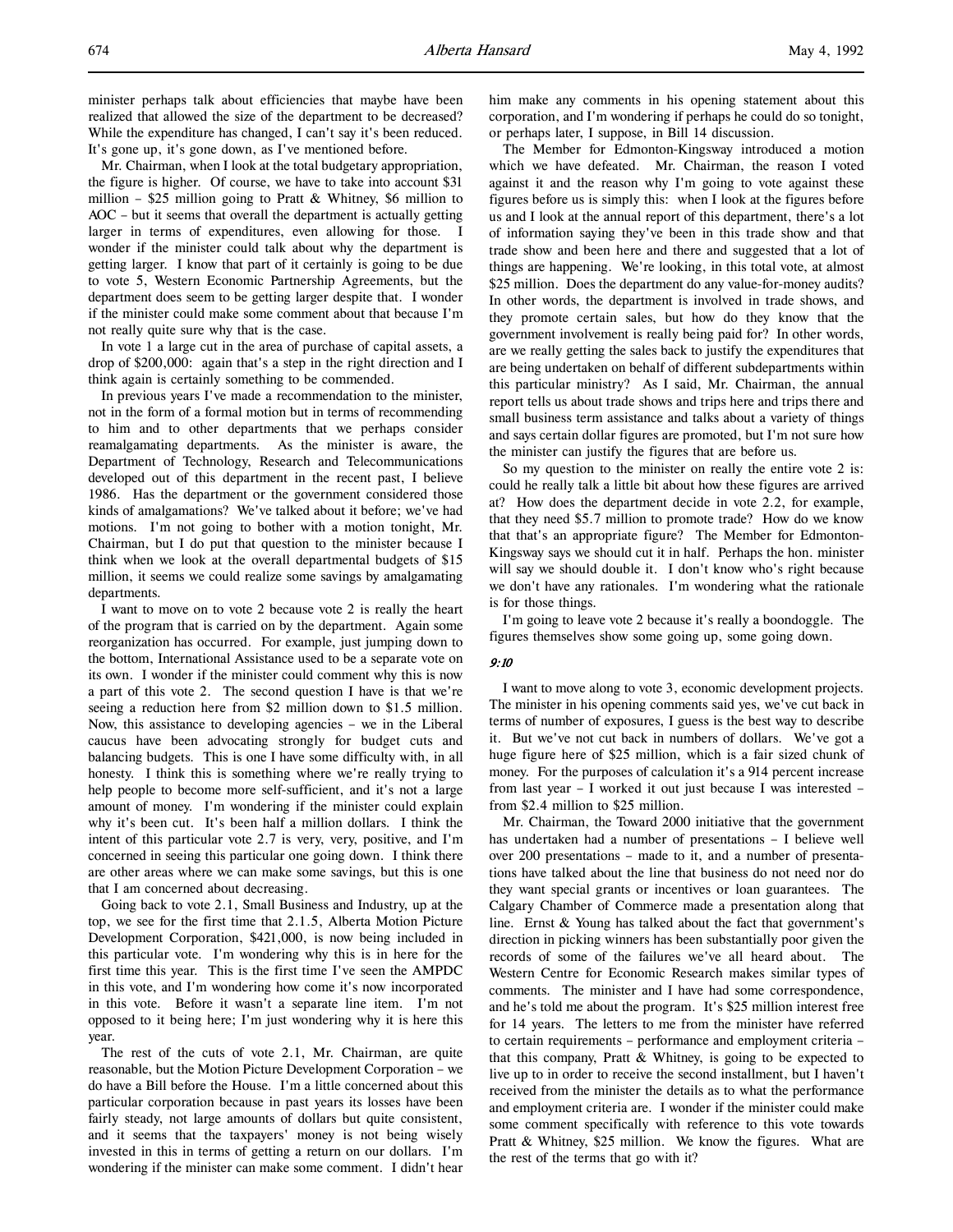minister perhaps talk about efficiencies that maybe have been realized that allowed the size of the department to be decreased? While the expenditure has changed, I can't say it's been reduced. It's gone up, it's gone down, as I've mentioned before.

Mr. Chairman, when I look at the total budgetary appropriation, the figure is higher. Of course, we have to take into account $31 million – $25 million going to Pratt & Whitney, $6 million to AOC – but it seems that overall the department is actually getting larger in terms of expenditures, even allowing for those. I wonder if the minister could talk about why the department is getting larger. I know that part of it certainly is going to be due to vote 5, Western Economic Partnership Agreements, but the department does seem to be getting larger despite that. I wonder if the minister could make some comment about that because I'm not really quite sure why that is the case.

In vote 1 a large cut in the area of purchase of capital assets, a drop of $200,000: again that's a step in the right direction and I think again is certainly something to be commended.

In previous years I've made a recommendation to the minister, not in the form of a formal motion but in terms of recommending to him and to other departments that we perhaps consider reamalgamating departments. As the minister is aware, the Department of Technology, Research and Telecommunications developed out of this department in the recent past, I believe 1986. Has the department or the government considered those kinds of amalgamations? We've talked about it before; we've had motions. I'm not going to bother with a motion tonight, Mr. Chairman, but I do put that question to the minister because I think when we look at the overall departmental budgets of $15 million, it seems we could realize some savings by amalgamating departments.

I want to move on to vote 2 because vote 2 is really the heart of the program that is carried on by the department. Again some reorganization has occurred. For example, just jumping down to the bottom, International Assistance used to be a separate vote on its own. I wonder if the minister could comment why this is now a part of this vote 2. The second question I have is that we're seeing a reduction here from $2 million down to $1.5 million. Now, this assistance to developing agencies – we in the Liberal caucus have been advocating strongly for budget cuts and balancing budgets. This is one I have some difficulty with, in all honesty. I think this is something where we're really trying to help people to become more self-sufficient, and it's not a large amount of money. I'm wondering if the minister could explain why it's been cut. It's been half a million dollars. I think the intent of this particular vote 2.7 is very, very, positive, and I'm concerned in seeing this particular one going down. I think there are other areas where we can make some savings, but this is one that I am concerned about decreasing.

Going back to vote 2.1, Small Business and Industry, up at the top, we see for the first time that 2.1.5, Alberta Motion Picture Development Corporation, $421,000, is now being included in this particular vote. I'm wondering why this is in here for the first time this year. This is the first time I've seen the AMPDC in this vote, and I'm wondering how come it's now incorporated in this vote. Before it wasn't a separate line item. I'm not opposed to it being here; I'm just wondering why it is here this year.

The rest of the cuts of vote 2.1, Mr. Chairman, are quite reasonable, but the Motion Picture Development Corporation – we do have a Bill before the House. I'm a little concerned about this particular corporation because in past years its losses have been fairly steady, not large amounts of dollars but quite consistent, and it seems that the taxpayers' money is not being wisely invested in this in terms of getting a return on our dollars. I'm wondering if the minister can make some comment. I didn't hear him make any comments in his opening statement about this corporation, and I'm wondering if perhaps he could do so tonight, or perhaps later, I suppose, in Bill 14 discussion.

The Member for Edmonton-Kingsway introduced a motion which we have defeated. Mr. Chairman, the reason I voted against it and the reason why I'm going to vote against these figures before us is simply this: when I look at the figures before us and I look at the annual report of this department, there's a lot of information saying they've been in this trade show and that trade show and been here and there and suggested that a lot of things are happening. We're looking, in this total vote, at almost $25 million. Does the department do any value-for-money audits? In other words, the department is involved in trade shows, and they promote certain sales, but how do they know that the government involvement is really being paid for? In other words, are we really getting the sales back to justify the expenditures that are being undertaken on behalf of different subdepartments within this particular ministry? As I said, Mr. Chairman, the annual report tells us about trade shows and trips here and trips there and small business term assistance and talks about a variety of things and says certain dollar figures are promoted, but I'm not sure how the minister can justify the figures that are before us.

So my question to the minister on really the entire vote 2 is: could he really talk a little bit about how these figures are arrived at? How does the department decide in vote 2.2, for example, that they need $5.7 million to promote trade? How do we know that that's an appropriate figure? The Member for Edmonton-Kingsway says we should cut it in half. Perhaps the hon. minister will say we should double it. I don't know who's right because we don't have any rationales. I'm wondering what the rationale is for those things.

I'm going to leave vote 2 because it's really a boondoggle. The figures themselves show some going up, some going down.

*9:10*

I want to move along to vote 3, economic development projects. The minister in his opening comments said yes, we've cut back in terms of number of exposures, I guess is the best way to describe it. But we've not cut back in numbers of dollars. We've got a huge figure here of $25 million, which is a fair sized chunk of money. For the purposes of calculation it's a 914 percent increase from last year – I worked it out just because I was interested – from $2.4 million to $25 million.

Mr. Chairman, the Toward 2000 initiative that the government has undertaken had a number of presentations – I believe well over 200 presentations – made to it, and a number of presentations have talked about the line that business do not need nor do they want special grants or incentives or loan guarantees. The Calgary Chamber of Commerce made a presentation along that line. Ernst & Young has talked about the fact that government's direction in picking winners has been substantially poor given the records of some of the failures we've all heard about. The Western Centre for Economic Research makes similar types of comments. The minister and I have had some correspondence, and he's told me about the program. It's $25 million interest free for 14 years. The letters to me from the minister have referred to certain requirements – performance and employment criteria – that this company, Pratt & Whitney, is going to be expected to live up to in order to receive the second installment, but I haven't received from the minister the details as to what the performance and employment criteria are. I wonder if the minister could make some comment specifically with reference to this vote towards Pratt & Whitney, $25 million. We know the figures. What are the rest of the terms that go with it?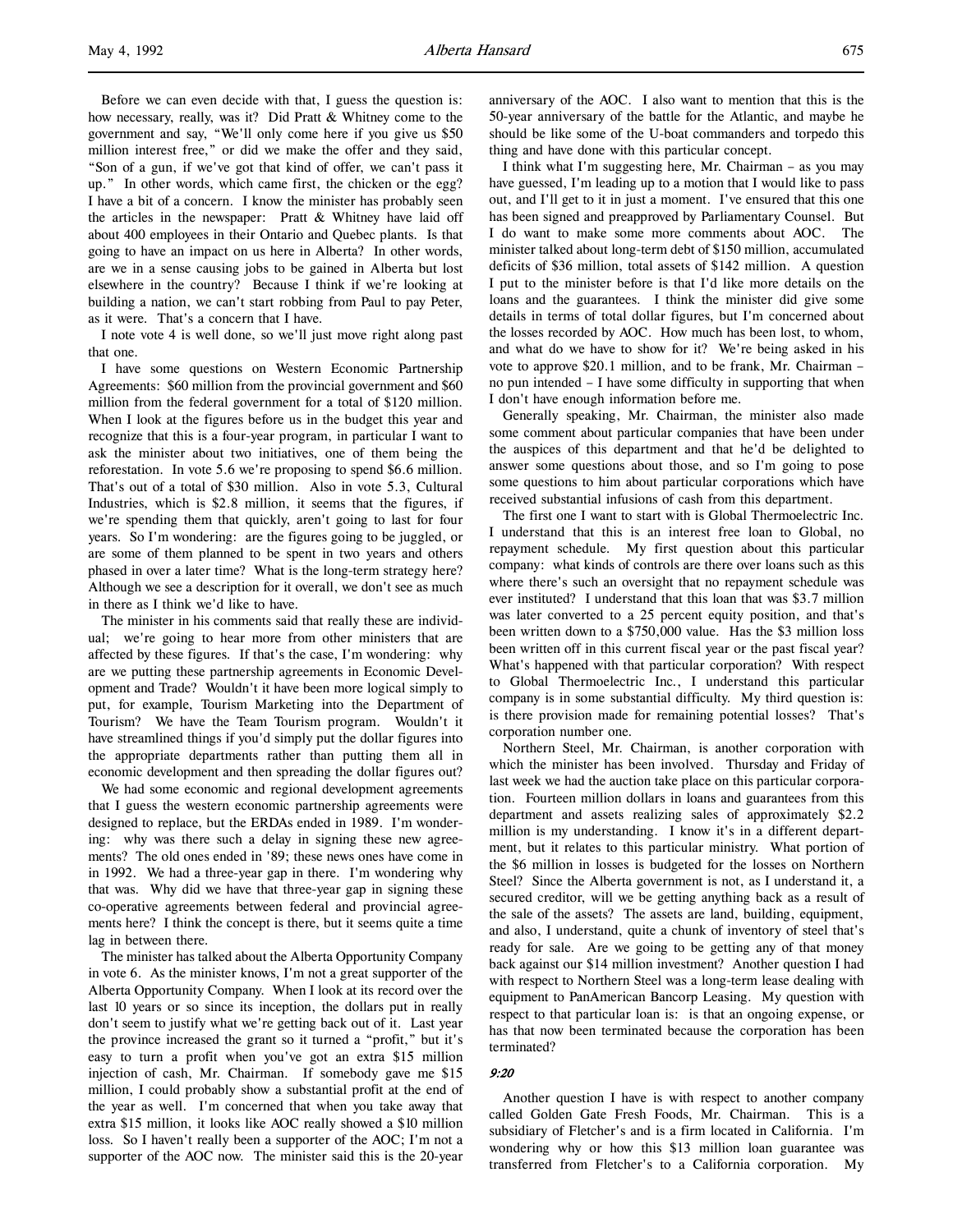Before we can even decide with that, I guess the question is: how necessary, really, was it? Did Pratt & Whitney come to the government and say, "We'll only come here if you give us $50 million interest free," or did we make the offer and they said, "Son of a gun, if we've got that kind of offer, we can't pass it up." In other words, which came first, the chicken or the egg? I have a bit of a concern. I know the minister has probably seen the articles in the newspaper: Pratt & Whitney have laid off about 400 employees in their Ontario and Quebec plants. Is that going to have an impact on us here in Alberta? In other words, are we in a sense causing jobs to be gained in Alberta but lost elsewhere in the country? Because I think if we're looking at building a nation, we can't start robbing from Paul to pay Peter, as it were. That's a concern that I have.

I note vote 4 is well done, so we'll just move right along past that one.

I have some questions on Western Economic Partnership Agreements: $60 million from the provincial government and $60 million from the federal government for a total of $120 million. When I look at the figures before us in the budget this year and recognize that this is a four-year program, in particular I want to ask the minister about two initiatives, one of them being the reforestation. In vote 5.6 we're proposing to spend $6.6 million. That's out of a total of $30 million. Also in vote 5.3, Cultural Industries, which is $2.8 million, it seems that the figures, if we're spending them that quickly, aren't going to last for four years. So I'm wondering: are the figures going to be juggled, or are some of them planned to be spent in two years and others phased in over a later time? What is the long-term strategy here? Although we see a description for it overall, we don't see as much in there as I think we'd like to have.

The minister in his comments said that really these are individual; we're going to hear more from other ministers that are affected by these figures. If that's the case, I'm wondering: why are we putting these partnership agreements in Economic Development and Trade? Wouldn't it have been more logical simply to put, for example, Tourism Marketing into the Department of Tourism? We have the Team Tourism program. Wouldn't it have streamlined things if you'd simply put the dollar figures into the appropriate departments rather than putting them all in economic development and then spreading the dollar figures out?

We had some economic and regional development agreements that I guess the western economic partnership agreements were designed to replace, but the ERDAs ended in 1989. I'm wondering: why was there such a delay in signing these new agreements? The old ones ended in '89; these news ones have come in in 1992. We had a three-year gap in there. I'm wondering why that was. Why did we have that three-year gap in signing these co-operative agreements between federal and provincial agreements here? I think the concept is there, but it seems quite a time lag in between there.

The minister has talked about the Alberta Opportunity Company in vote 6. As the minister knows, I'm not a great supporter of the Alberta Opportunity Company. When I look at its record over the last 10 years or so since its inception, the dollars put in really don't seem to justify what we're getting back out of it. Last year the province increased the grant so it turned a "profit," but it's easy to turn a profit when you've got an extra $15 million injection of cash, Mr. Chairman. If somebody gave me $15 million, I could probably show a substantial profit at the end of the year as well. I'm concerned that when you take away that extra $15 million, it looks like AOC really showed a $10 million loss. So I haven't really been a supporter of the AOC; I'm not a supporter of the AOC now. The minister said this is the 20-year anniversary of the AOC. I also want to mention that this is the 50-year anniversary of the battle for the Atlantic, and maybe he should be like some of the U-boat commanders and torpedo this thing and have done with this particular concept.

I think what I'm suggesting here, Mr. Chairman – as you may have guessed, I'm leading up to a motion that I would like to pass out, and I'll get to it in just a moment. I've ensured that this one has been signed and preapproved by Parliamentary Counsel. But I do want to make some more comments about AOC. The minister talked about long-term debt of $150 million, accumulated deficits of $36 million, total assets of $142 million. A question I put to the minister before is that I'd like more details on the loans and the guarantees. I think the minister did give some details in terms of total dollar figures, but I'm concerned about the losses recorded by AOC. How much has been lost, to whom, and what do we have to show for it? We're being asked in his vote to approve $20.1 million, and to be frank, Mr. Chairman – no pun intended – I have some difficulty in supporting that when I don't have enough information before me.

Generally speaking, Mr. Chairman, the minister also made some comment about particular companies that have been under the auspices of this department and that he'd be delighted to answer some questions about those, and so I'm going to pose some questions to him about particular corporations which have received substantial infusions of cash from this department.

The first one I want to start with is Global Thermoelectric Inc. I understand that this is an interest free loan to Global, no repayment schedule. My first question about this particular company: what kinds of controls are there over loans such as this where there's such an oversight that no repayment schedule was ever instituted? I understand that this loan that was $3.7 million was later converted to a 25 percent equity position, and that's been written down to a $750,000 value. Has the $3 million loss been written off in this current fiscal year or the past fiscal year? What's happened with that particular corporation? With respect to Global Thermoelectric Inc., I understand this particular company is in some substantial difficulty. My third question is: is there provision made for remaining potential losses? That's corporation number one.

Northern Steel, Mr. Chairman, is another corporation with which the minister has been involved. Thursday and Friday of last week we had the auction take place on this particular corporation. Fourteen million dollars in loans and guarantees from this department and assets realizing sales of approximately $2.2 million is my understanding. I know it's in a different department, but it relates to this particular ministry. What portion of the $6 million in losses is budgeted for the losses on Northern Steel? Since the Alberta government is not, as I understand it, a secured creditor, will we be getting anything back as a result of the sale of the assets? The assets are land, building, equipment, and also, I understand, quite a chunk of inventory of steel that's ready for sale. Are we going to be getting any of that money back against our $14 million investment? Another question I had with respect to Northern Steel was a long-term lease dealing with equipment to PanAmerican Bancorp Leasing. My question with respect to that particular loan is: is that an ongoing expense, or has that now been terminated because the corporation has been terminated?

*9:20*

Another question I have is with respect to another company called Golden Gate Fresh Foods, Mr. Chairman. This is a subsidiary of Fletcher's and is a firm located in California. I'm wondering why or how this $13 million loan guarantee was transferred from Fletcher's to a California corporation. My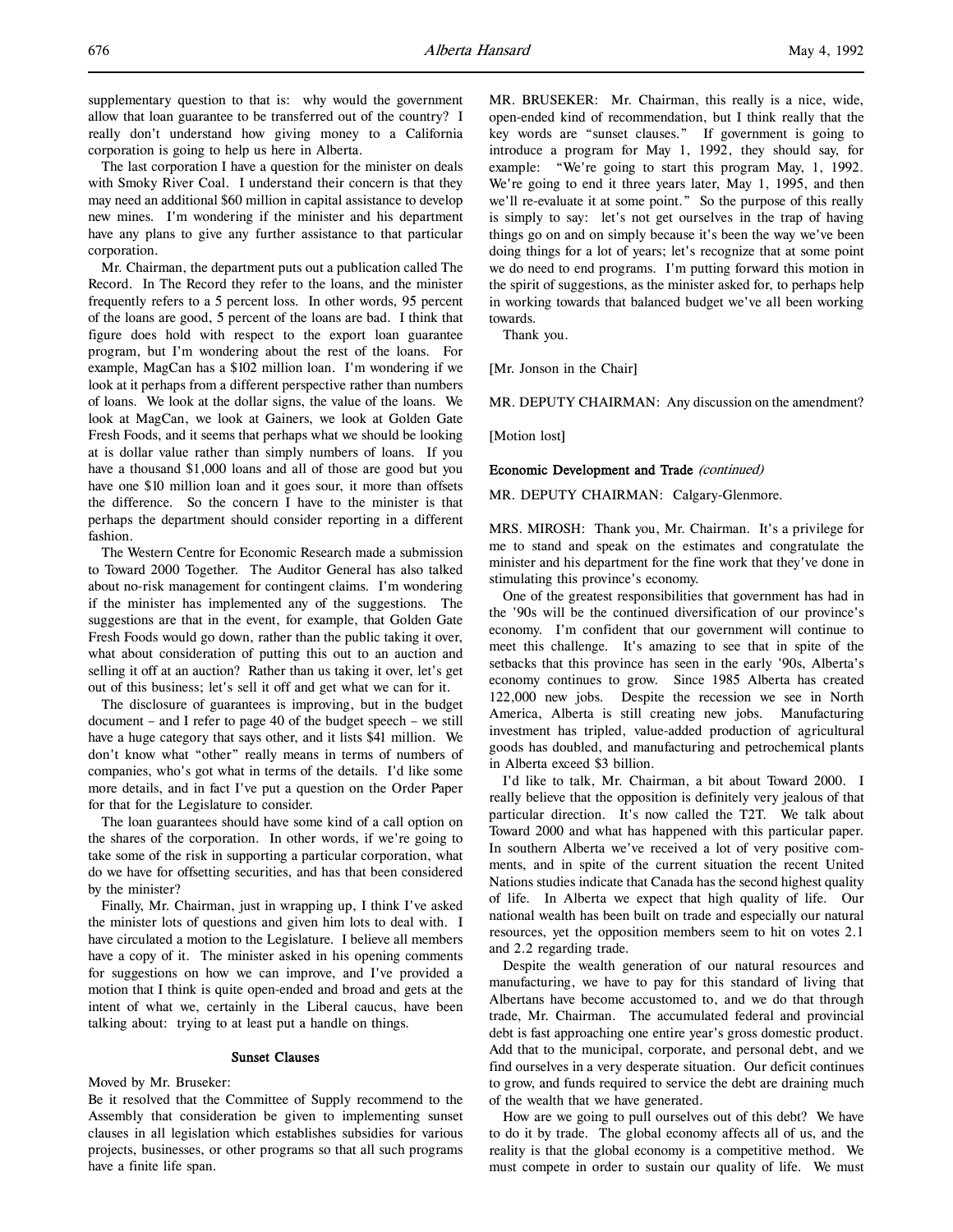supplementary question to that is: why would the government allow that loan guarantee to be transferred out of the country? I really don't understand how giving money to a California corporation is going to help us here in Alberta.

The last corporation I have a question for the minister on deals with Smoky River Coal. I understand their concern is that they may need an additional $60 million in capital assistance to develop new mines. I'm wondering if the minister and his department have any plans to give any further assistance to that particular corporation.

Mr. Chairman, the department puts out a publication called The Record. In The Record they refer to the loans, and the minister frequently refers to a 5 percent loss. In other words, 95 percent of the loans are good, 5 percent of the loans are bad. I think that figure does hold with respect to the export loan guarantee program, but I'm wondering about the rest of the loans. For example, MagCan has a $102 million loan. I'm wondering if we look at it perhaps from a different perspective rather than numbers of loans. We look at the dollar signs, the value of the loans. We look at MagCan, we look at Gainers, we look at Golden Gate Fresh Foods, and it seems that perhaps what we should be looking at is dollar value rather than simply numbers of loans. If you have a thousand $1,000 loans and all of those are good but you have one $10 million loan and it goes sour, it more than offsets the difference. So the concern I have to the minister is that perhaps the department should consider reporting in a different fashion.

The Western Centre for Economic Research made a submission to Toward 2000 Together. The Auditor General has also talked about no-risk management for contingent claims. I'm wondering if the minister has implemented any of the suggestions. The suggestions are that in the event, for example, that Golden Gate Fresh Foods would go down, rather than the public taking it over, what about consideration of putting this out to an auction and selling it off at an auction? Rather than us taking it over, let's get out of this business; let's sell it off and get what we can for it.

The disclosure of guarantees is improving, but in the budget document – and I refer to page 40 of the budget speech – we still have a huge category that says other, and it lists $41 million. We don't know what "other" really means in terms of numbers of companies, who's got what in terms of the details. I'd like some more details, and in fact I've put a question on the Order Paper for that for the Legislature to consider.

The loan guarantees should have some kind of a call option on the shares of the corporation. In other words, if we're going to take some of the risk in supporting a particular corporation, what do we have for offsetting securities, and has that been considered by the minister?

Finally, Mr. Chairman, just in wrapping up, I think I've asked the minister lots of questions and given him lots to deal with. I have circulated a motion to the Legislature. I believe all members have a copy of it. The minister asked in his opening comments for suggestions on how we can improve, and I've provided a motion that I think is quite open-ended and broad and gets at the intent of what we, certainly in the Liberal caucus, have been talking about: trying to at least put a handle on things.

## Sunset Clauses

Moved by Mr. Bruseker:
Be it resolved that the Committee of Supply recommend to the Assembly that consideration be given to implementing sunset clauses in all legislation which establishes subsidies for various projects, businesses, or other programs so that all such programs have a finite life span.

MR. BRUSEKER: Mr. Chairman, this really is a nice, wide, open-ended kind of recommendation, but I think really that the key words are "sunset clauses." If government is going to introduce a program for May 1, 1992, they should say, for example: "We're going to start this program May, 1, 1992. We're going to end it three years later, May 1, 1995, and then we'll re-evaluate it at some point." So the purpose of this really is simply to say: let's not get ourselves in the trap of having things go on and on simply because it's been the way we've been doing things for a lot of years; let's recognize that at some point we do need to end programs. I'm putting forward this motion in the spirit of suggestions, as the minister asked for, to perhaps help in working towards that balanced budget we've all been working towards.

Thank you.

[Mr. Jonson in the Chair]

MR. DEPUTY CHAIRMAN: Any discussion on the amendment?

[Motion lost]

**Economic Development and Trade** *(continued)*

MR. DEPUTY CHAIRMAN: Calgary-Glenmore.

MRS. MIROSH: Thank you, Mr. Chairman. It's a privilege for me to stand and speak on the estimates and congratulate the minister and his department for the fine work that they've done in stimulating this province's economy.

One of the greatest responsibilities that government has had in the '90s will be the continued diversification of our province's economy. I'm confident that our government will continue to meet this challenge. It's amazing to see that in spite of the setbacks that this province has seen in the early '90s, Alberta's economy continues to grow. Since 1985 Alberta has created 122,000 new jobs. Despite the recession we see in North America, Alberta is still creating new jobs. Manufacturing investment has tripled, value-added production of agricultural goods has doubled, and manufacturing and petrochemical plants in Alberta exceed $3 billion.

I'd like to talk, Mr. Chairman, a bit about Toward 2000. I really believe that the opposition is definitely very jealous of that particular direction. It's now called the T2T. We talk about Toward 2000 and what has happened with this particular paper. In southern Alberta we've received a lot of very positive comments, and in spite of the current situation the recent United Nations studies indicate that Canada has the second highest quality of life. In Alberta we expect that high quality of life. Our national wealth has been built on trade and especially our natural resources, yet the opposition members seem to hit on votes 2.1 and 2.2 regarding trade.

Despite the wealth generation of our natural resources and manufacturing, we have to pay for this standard of living that Albertans have become accustomed to, and we do that through trade, Mr. Chairman. The accumulated federal and provincial debt is fast approaching one entire year's gross domestic product. Add that to the municipal, corporate, and personal debt, and we find ourselves in a very desperate situation. Our deficit continues to grow, and funds required to service the debt are draining much of the wealth that we have generated.

How are we going to pull ourselves out of this debt? We have to do it by trade. The global economy affects all of us, and the reality is that the global economy is a competitive method. We must compete in order to sustain our quality of life. We must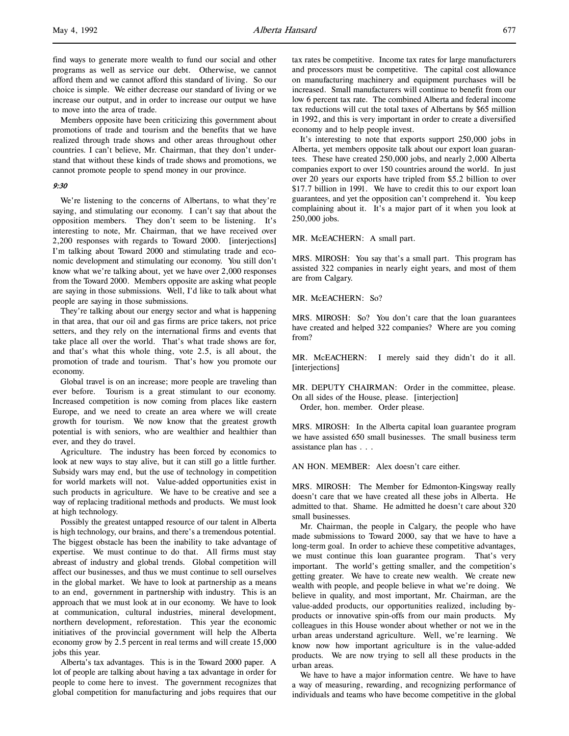find ways to generate more wealth to fund our social and other programs as well as service our debt. Otherwise, we cannot afford them and we cannot afford this standard of living. So our choice is simple. We either decrease our standard of living or we increase our output, and in order to increase our output we have to move into the area of trade.

Members opposite have been criticizing this government about promotions of trade and tourism and the benefits that we have realized through trade shows and other areas throughout other countries. I can't believe, Mr. Chairman, that they don't understand that without these kinds of trade shows and promotions, we cannot promote people to spend money in our province.

*9:30*

We're listening to the concerns of Albertans, to what they're saying, and stimulating our economy. I can't say that about the opposition members. They don't seem to be listening. It's interesting to note, Mr. Chairman, that we have received over 2,200 responses with regards to Toward 2000. [interjections] I'm talking about Toward 2000 and stimulating trade and economic development and stimulating our economy. You still don't know what we're talking about, yet we have over 2,000 responses from the Toward 2000. Members opposite are asking what people are saying in those submissions. Well, I'd like to talk about what people are saying in those submissions.

They're talking about our energy sector and what is happening in that area, that our oil and gas firms are price takers, not price setters, and they rely on the international firms and events that take place all over the world. That's what trade shows are for, and that's what this whole thing, vote 2.5, is all about, the promotion of trade and tourism. That's how you promote our economy.

Global travel is on an increase; more people are traveling than ever before. Tourism is a great stimulant to our economy. Increased competition is now coming from places like eastern Europe, and we need to create an area where we will create growth for tourism. We now know that the greatest growth potential is with seniors, who are wealthier and healthier than ever, and they do travel.

Agriculture. The industry has been forced by economics to look at new ways to stay alive, but it can still go a little further. Subsidy wars may end, but the use of technology in competition for world markets will not. Value-added opportunities exist in such products in agriculture. We have to be creative and see a way of replacing traditional methods and products. We must look at high technology.

Possibly the greatest untapped resource of our talent in Alberta is high technology, our brains, and there's a tremendous potential. The biggest obstacle has been the inability to take advantage of expertise. We must continue to do that. All firms must stay abreast of industry and global trends. Global competition will affect our businesses, and thus we must continue to sell ourselves in the global market. We have to look at partnership as a means to an end, government in partnership with industry. This is an approach that we must look at in our economy. We have to look at communication, cultural industries, mineral development, northern development, reforestation. This year the economic initiatives of the provincial government will help the Alberta economy grow by 2.5 percent in real terms and will create 15,000 jobs this year.

Alberta's tax advantages. This is in the Toward 2000 paper. A lot of people are talking about having a tax advantage in order for people to come here to invest. The government recognizes that global competition for manufacturing and jobs requires that our tax rates be competitive. Income tax rates for large manufacturers and processors must be competitive. The capital cost allowance on manufacturing machinery and equipment purchases will be increased. Small manufacturers will continue to benefit from our low 6 percent tax rate. The combined Alberta and federal income tax reductions will cut the total taxes of Albertans by $65 million in 1992, and this is very important in order to create a diversified economy and to help people invest.

It's interesting to note that exports support 250,000 jobs in Alberta, yet members opposite talk about our export loan guarantees. These have created 250,000 jobs, and nearly 2,000 Alberta companies export to over 150 countries around the world. In just over 20 years our exports have tripled from $5.2 billion to over $17.7 billion in 1991. We have to credit this to our export loan guarantees, and yet the opposition can't comprehend it. You keep complaining about it. It's a major part of it when you look at 250,000 jobs.

MR. McEACHERN: A small part.

MRS. MIROSH: You say that's a small part. This program has assisted 322 companies in nearly eight years, and most of them are from Calgary.

MR. McEACHERN: So?

MRS. MIROSH: So? You don't care that the loan guarantees have created and helped 322 companies? Where are you coming from?

MR. McEACHERN: I merely said they didn't do it all. [interjections]

MR. DEPUTY CHAIRMAN: Order in the committee, please. On all sides of the House, please. [interjection]
Order, hon. member. Order please.

MRS. MIROSH: In the Alberta capital loan guarantee program we have assisted 650 small businesses. The small business term assistance plan has . . .

AN HON. MEMBER: Alex doesn't care either.

MRS. MIROSH: The Member for Edmonton-Kingsway really doesn't care that we have created all these jobs in Alberta. He admitted to that. Shame. He admitted he doesn't care about 320 small businesses.

Mr. Chairman, the people in Calgary, the people who have made submissions to Toward 2000, say that we have to have a long-term goal. In order to achieve these competitive advantages, we must continue this loan guarantee program. That's very important. The world's getting smaller, and the competition's getting greater. We have to create new wealth. We create new wealth with people, and people believe in what we're doing. We believe in quality, and most important, Mr. Chairman, are the value-added products, our opportunities realized, including by-products or innovative spin-offs from our main products. My colleagues in this House wonder about whether or not we in the urban areas understand agriculture. Well, we're learning. We know now how important agriculture is in the value-added products. We are now trying to sell all these products in the urban areas.

We have to have a major information centre. We have to have a way of measuring, rewarding, and recognizing performance of individuals and teams who have become competitive in the global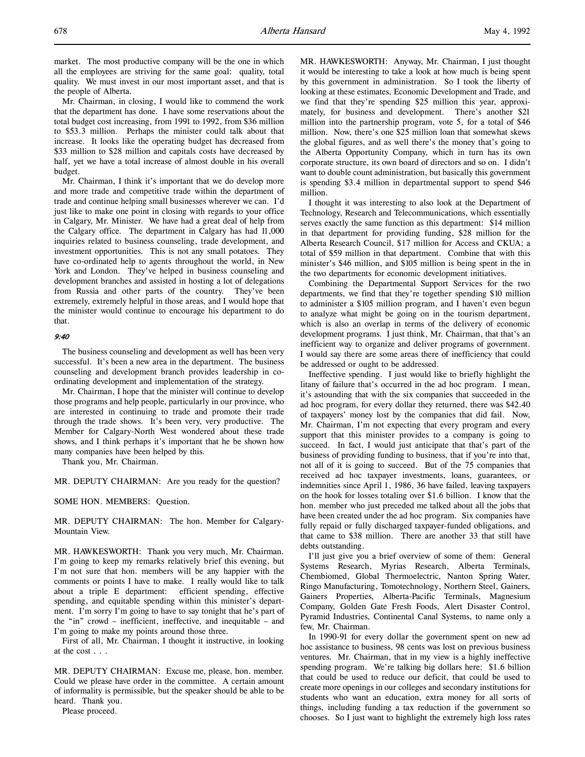market. The most productive company will be the one in which all the employees are striving for the same goal: quality, total quality. We must invest in our most important asset, and that is the people of Alberta.

Mr. Chairman, in closing, I would like to commend the work that the department has done. I have some reservations about the total budget cost increasing, from 1991 to 1992, from $36 million to $53.3 million. Perhaps the minister could talk about that increase. It looks like the operating budget has decreased from $33 million to $28 million and capitals costs have decreased by half, yet we have a total increase of almost double in his overall budget.

Mr. Chairman, I think it's important that we do develop more and more trade and competitive trade within the department of trade and continue helping small businesses wherever we can. I'd just like to make one point in closing with regards to your office in Calgary, Mr. Minister. We have had a great deal of help from the Calgary office. The department in Calgary has had 11,000 inquiries related to business counseling, trade development, and investment opportunities. This is not any small potatoes. They have co-ordinated help to agents throughout the world, in New York and London. They've helped in business counseling and development branches and assisted in hosting a lot of delegations from Russia and other parts of the country. They've been extremely, extremely helpful in those areas, and I would hope that the minister would continue to encourage his department to do that.

*9:40*

The business counseling and development as well has been very successful. It's been a new area in the department. The business counseling and development branch provides leadership in co-ordinating development and implementation of the strategy.

Mr. Chairman, I hope that the minister will continue to develop those programs and help people, particularly in our province, who are interested in continuing to trade and promote their trade through the trade shows. It's been very, very productive. The Member for Calgary-North West wondered about these trade shows, and I think perhaps it's important that he be shown how many companies have been helped by this.

Thank you, Mr. Chairman.

MR. DEPUTY CHAIRMAN: Are you ready for the question?

SOME HON. MEMBERS: Question.

MR. DEPUTY CHAIRMAN: The hon. Member for Calgary-Mountain View.

MR. HAWKESWORTH: Thank you very much, Mr. Chairman. I'm going to keep my remarks relatively brief this evening, but I'm not sure that hon. members will be any happier with the comments or points I have to make. I really would like to talk about a triple E department: efficient spending, effective spending, and equitable spending within this minister's department. I'm sorry I'm going to have to say tonight that he's part of the "in" crowd – inefficient, ineffective, and inequitable – and I'm going to make my points around those three.

First of all, Mr. Chairman, I thought it instructive, in looking at the cost . . .

MR. DEPUTY CHAIRMAN: Excuse me, please, hon. member. Could we please have order in the committee. A certain amount of informality is permissible, but the speaker should be able to be heard. Thank you.

Please proceed.

MR. HAWKESWORTH: Anyway, Mr. Chairman, I just thought it would be interesting to take a look at how much is being spent by this government in administration. So I took the liberty of looking at these estimates, Economic Development and Trade, and we find that they're spending $25 million this year, approximately, for business and development. There's another $21 million into the partnership program, vote 5, for a total of $46 million. Now, there's one $25 million loan that somewhat skews the global figures, and as well there's the money that's going to the Alberta Opportunity Company, which in turn has its own corporate structure, its own board of directors and so on. I didn't want to double count administration, but basically this government is spending $3.4 million in departmental support to spend $46 million.

I thought it was interesting to also look at the Department of Technology, Research and Telecommunications, which essentially serves exactly the same function as this department: $14 million in that department for providing funding, $28 million for the Alberta Research Council, $17 million for Access and CKUA; a total of $59 million in that department. Combine that with this minister's $46 million, and $105 million is being spent in the in the two departments for economic development initiatives.

Combining the Departmental Support Services for the two departments, we find that they're together spending $10 million to administer a $105 million program, and I haven't even begun to analyze what might be going on in the tourism department, which is also an overlap in terms of the delivery of economic development programs. I just think, Mr. Chairman, that that's an inefficient way to organize and deliver programs of government. I would say there are some areas there of inefficiency that could be addressed or ought to be addressed.

Ineffective spending. I just would like to briefly highlight the litany of failure that's occurred in the ad hoc program. I mean, it's astounding that with the six companies that succeeded in the ad hoc program, for every dollar they returned, there was $42.40 of taxpayers' money lost by the companies that did fail. Now, Mr. Chairman, I'm not expecting that every program and every support that this minister provides to a company is going to succeed. In fact, I would just anticipate that that's part of the business of providing funding to business, that if you're into that, not all of it is going to succeed. But of the 75 companies that received ad hoc taxpayer investments, loans, guarantees, or indemnities since April 1, 1986, 36 have failed, leaving taxpayers on the hook for losses totaling over $1.6 billion. I know that the hon. member who just preceded me talked about all the jobs that have been created under the ad hoc program. Six companies have fully repaid or fully discharged taxpayer-funded obligations, and that came to $38 million. There are another 33 that still have debts outstanding.

I'll just give you a brief overview of some of them: General Systems Research, Myrias Research, Alberta Terminals, Chembiomed, Global Thermoelectric, Nanton Spring Water, Ringo Manufacturing, Tomotechnology, Northern Steel, Gainers, Gainers Properties, Alberta-Pacific Terminals, Magnesium Company, Golden Gate Fresh Foods, Alert Disaster Control, Pyramid Industries, Continental Canal Systems, to name only a few, Mr. Chairman.

In 1990-91 for every dollar the government spent on new ad hoc assistance to business, 98 cents was lost on previous business ventures. Mr. Chairman, that in my view is a highly ineffective spending program. We're talking big dollars here: $1.6 billion that could be used to reduce our deficit, that could be used to create more openings in our colleges and secondary institutions for students who want an education, extra money for all sorts of things, including funding a tax reduction if the government so chooses. So I just want to highlight the extremely high loss rates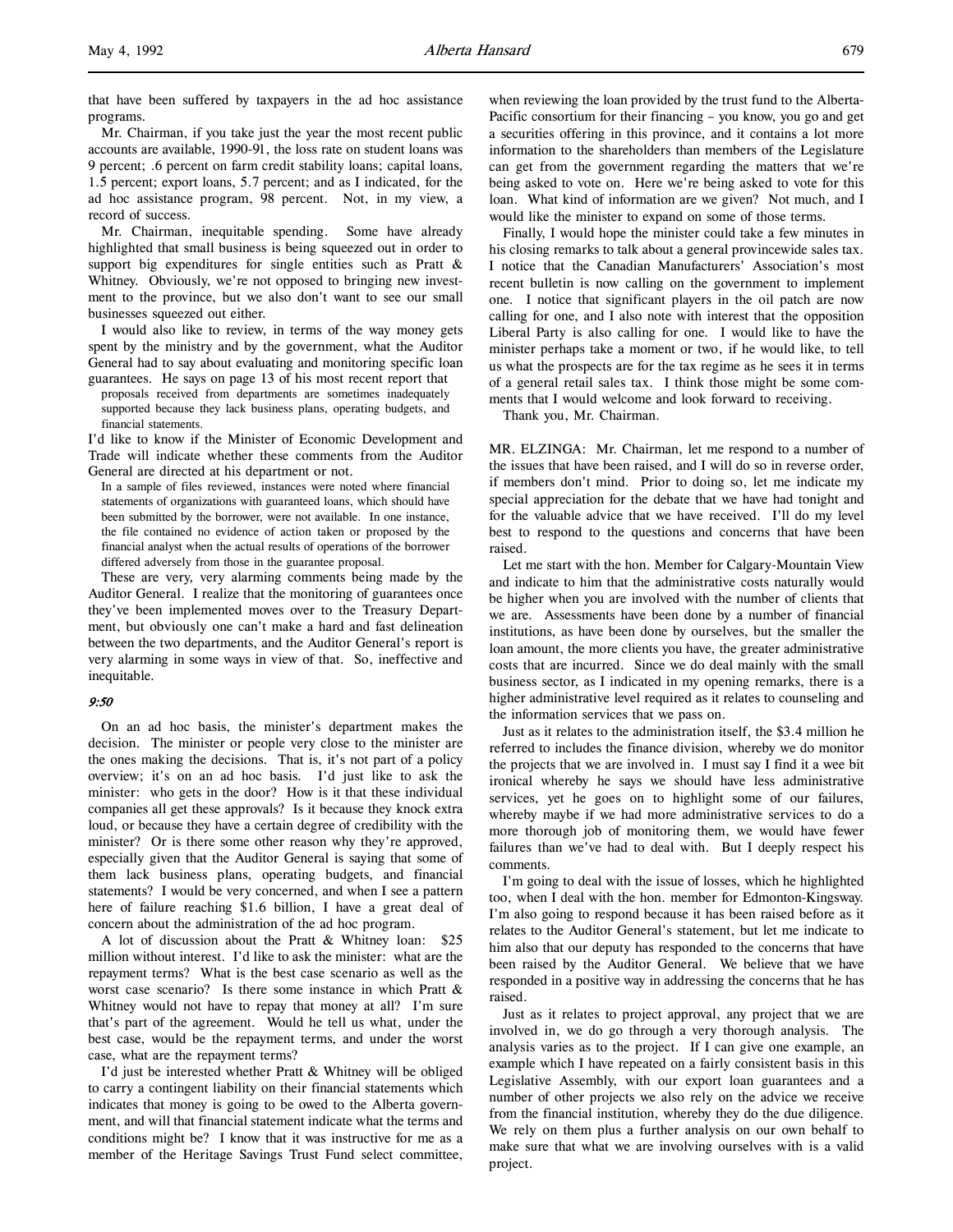that have been suffered by taxpayers in the ad hoc assistance programs.

Mr. Chairman, if you take just the year the most recent public accounts are available, 1990-91, the loss rate on student loans was 9 percent; .6 percent on farm credit stability loans; capital loans, 1.5 percent; export loans, 5.7 percent; and as I indicated, for the ad hoc assistance program, 98 percent. Not, in my view, a record of success.

Mr. Chairman, inequitable spending. Some have already highlighted that small business is being squeezed out in order to support big expenditures for single entities such as Pratt & Whitney. Obviously, we're not opposed to bringing new investment to the province, but we also don't want to see our small businesses squeezed out either.

I would also like to review, in terms of the way money gets spent by the ministry and by the government, what the Auditor General had to say about evaluating and monitoring specific loan guarantees. He says on page 13 of his most recent report that

> proposals received from departments are sometimes inadequately supported because they lack business plans, operating budgets, and financial statements.

I'd like to know if the Minister of Economic Development and Trade will indicate whether these comments from the Auditor General are directed at his department or not.

> In a sample of files reviewed, instances were noted where financial statements of organizations with guaranteed loans, which should have been submitted by the borrower, were not available. In one instance, the file contained no evidence of action taken or proposed by the financial analyst when the actual results of operations of the borrower differed adversely from those in the guarantee proposal.

These are very, very alarming comments being made by the Auditor General. I realize that the monitoring of guarantees once they've been implemented moves over to the Treasury Department, but obviously one can't make a hard and fast delineation between the two departments, and the Auditor General's report is very alarming in some ways in view of that. So, ineffective and inequitable.

*9:50*

On an ad hoc basis, the minister's department makes the decision. The minister or people very close to the minister are the ones making the decisions. That is, it's not part of a policy overview; it's on an ad hoc basis. I'd just like to ask the minister: who gets in the door? How is it that these individual companies all get these approvals? Is it because they knock extra loud, or because they have a certain degree of credibility with the minister? Or is there some other reason why they're approved, especially given that the Auditor General is saying that some of them lack business plans, operating budgets, and financial statements? I would be very concerned, and when I see a pattern here of failure reaching $1.6 billion, I have a great deal of concern about the administration of the ad hoc program.

A lot of discussion about the Pratt & Whitney loan: $25 million without interest. I'd like to ask the minister: what are the repayment terms? What is the best case scenario as well as the worst case scenario? Is there some instance in which Pratt & Whitney would not have to repay that money at all? I'm sure that's part of the agreement. Would he tell us what, under the best case, would be the repayment terms, and under the worst case, what are the repayment terms?

I'd just be interested whether Pratt & Whitney will be obliged to carry a contingent liability on their financial statements which indicates that money is going to be owed to the Alberta government, and will that financial statement indicate what the terms and conditions might be? I know that it was instructive for me as a member of the Heritage Savings Trust Fund select committee, when reviewing the loan provided by the trust fund to the Alberta-Pacific consortium for their financing – you know, you go and get a securities offering in this province, and it contains a lot more information to the shareholders than members of the Legislature can get from the government regarding the matters that we're being asked to vote on. Here we're being asked to vote for this loan. What kind of information are we given? Not much, and I would like the minister to expand on some of those terms.

Finally, I would hope the minister could take a few minutes in his closing remarks to talk about a general provincewide sales tax. I notice that the Canadian Manufacturers' Association's most recent bulletin is now calling on the government to implement one. I notice that significant players in the oil patch are now calling for one, and I also note with interest that the opposition Liberal Party is also calling for one. I would like to have the minister perhaps take a moment or two, if he would like, to tell us what the prospects are for the tax regime as he sees it in terms of a general retail sales tax. I think those might be some comments that I would welcome and look forward to receiving.

Thank you, Mr. Chairman.

MR. ELZINGA: Mr. Chairman, let me respond to a number of the issues that have been raised, and I will do so in reverse order, if members don't mind. Prior to doing so, let me indicate my special appreciation for the debate that we have had tonight and for the valuable advice that we have received. I'll do my level best to respond to the questions and concerns that have been raised.

Let me start with the hon. Member for Calgary-Mountain View and indicate to him that the administrative costs naturally would be higher when you are involved with the number of clients that we are. Assessments have been done by a number of financial institutions, as have been done by ourselves, but the smaller the loan amount, the more clients you have, the greater administrative costs that are incurred. Since we do deal mainly with the small business sector, as I indicated in my opening remarks, there is a higher administrative level required as it relates to counseling and the information services that we pass on.

Just as it relates to the administration itself, the $3.4 million he referred to includes the finance division, whereby we do monitor the projects that we are involved in. I must say I find it a wee bit ironical whereby he says we should have less administrative services, yet he goes on to highlight some of our failures, whereby maybe if we had more administrative services to do a more thorough job of monitoring them, we would have fewer failures than we've had to deal with. But I deeply respect his comments.

I'm going to deal with the issue of losses, which he highlighted too, when I deal with the hon. member for Edmonton-Kingsway. I'm also going to respond because it has been raised before as it relates to the Auditor General's statement, but let me indicate to him also that our deputy has responded to the concerns that have been raised by the Auditor General. We believe that we have responded in a positive way in addressing the concerns that he has raised.

Just as it relates to project approval, any project that we are involved in, we do go through a very thorough analysis. The analysis varies as to the project. If I can give one example, an example which I have repeated on a fairly consistent basis in this Legislative Assembly, with our export loan guarantees and a number of other projects we also rely on the advice we receive from the financial institution, whereby they do the due diligence. We rely on them plus a further analysis on our own behalf to make sure that what we are involving ourselves with is a valid project.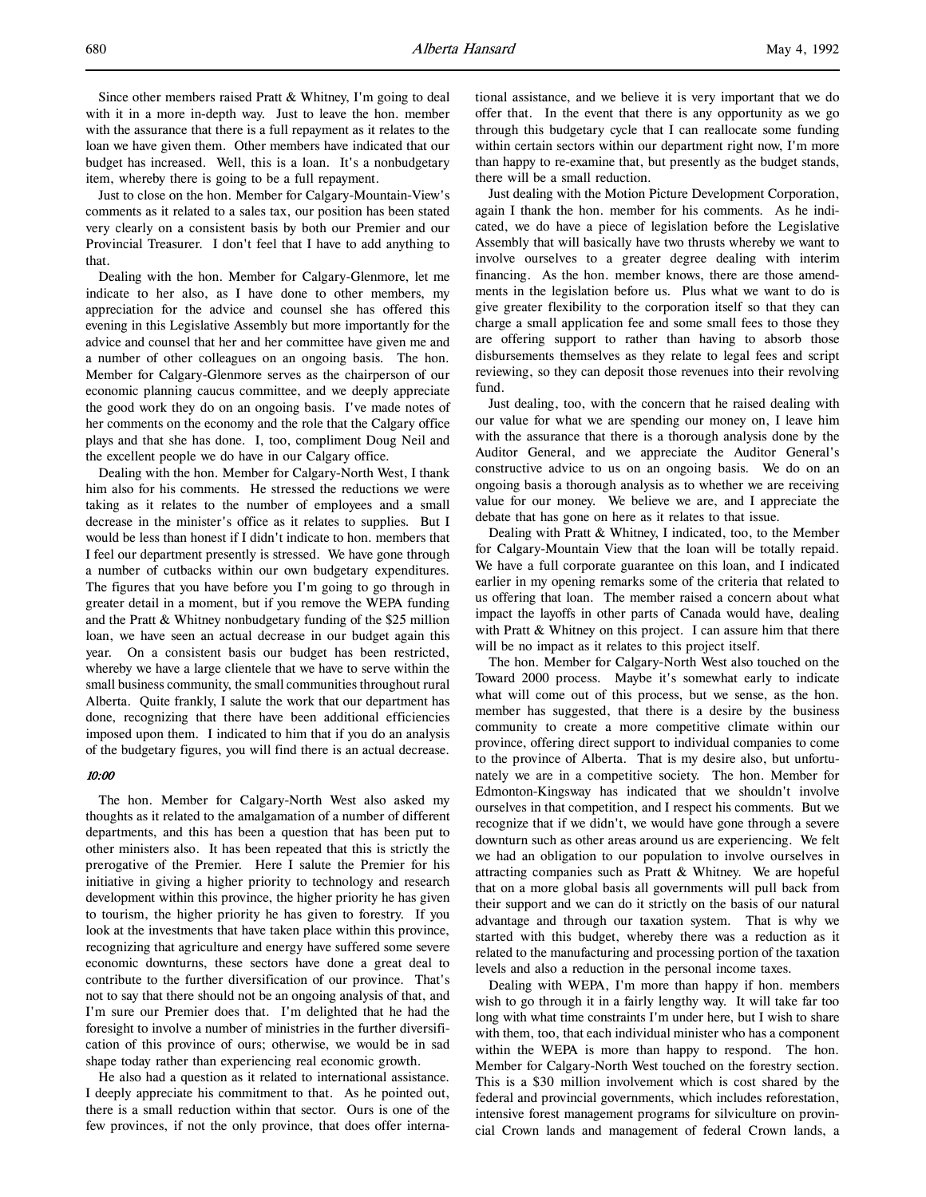Since other members raised Pratt & Whitney, I'm going to deal with it in a more in-depth way. Just to leave the hon. member with the assurance that there is a full repayment as it relates to the loan we have given them. Other members have indicated that our budget has increased. Well, this is a loan. It's a nonbudgetary item, whereby there is going to be a full repayment.

Just to close on the hon. Member for Calgary-Mountain-View's comments as it related to a sales tax, our position has been stated very clearly on a consistent basis by both our Premier and our Provincial Treasurer. I don't feel that I have to add anything to that.

Dealing with the hon. Member for Calgary-Glenmore, let me indicate to her also, as I have done to other members, my appreciation for the advice and counsel she has offered this evening in this Legislative Assembly but more importantly for the advice and counsel that her and her committee have given me and a number of other colleagues on an ongoing basis. The hon. Member for Calgary-Glenmore serves as the chairperson of our economic planning caucus committee, and we deeply appreciate the good work they do on an ongoing basis. I've made notes of her comments on the economy and the role that the Calgary office plays and that she has done. I, too, compliment Doug Neil and the excellent people we do have in our Calgary office.

Dealing with the hon. Member for Calgary-North West, I thank him also for his comments. He stressed the reductions we were taking as it relates to the number of employees and a small decrease in the minister's office as it relates to supplies. But I would be less than honest if I didn't indicate to hon. members that I feel our department presently is stressed. We have gone through a number of cutbacks within our own budgetary expenditures. The figures that you have before you I'm going to go through in greater detail in a moment, but if you remove the WEPA funding and the Pratt & Whitney nonbudgetary funding of the $25 million loan, we have seen an actual decrease in our budget again this year. On a consistent basis our budget has been restricted, whereby we have a large clientele that we have to serve within the small business community, the small communities throughout rural Alberta. Quite frankly, I salute the work that our department has done, recognizing that there have been additional efficiencies imposed upon them. I indicated to him that if you do an analysis of the budgetary figures, you will find there is an actual decrease.

*10:00*

The hon. Member for Calgary-North West also asked my thoughts as it related to the amalgamation of a number of different departments, and this has been a question that has been put to other ministers also. It has been repeated that this is strictly the prerogative of the Premier. Here I salute the Premier for his initiative in giving a higher priority to technology and research development within this province, the higher priority he has given to tourism, the higher priority he has given to forestry. If you look at the investments that have taken place within this province, recognizing that agriculture and energy have suffered some severe economic downturns, these sectors have done a great deal to contribute to the further diversification of our province. That's not to say that there should not be an ongoing analysis of that, and I'm sure our Premier does that. I'm delighted that he had the foresight to involve a number of ministries in the further diversification of this province of ours; otherwise, we would be in sad shape today rather than experiencing real economic growth.

He also had a question as it related to international assistance. I deeply appreciate his commitment to that. As he pointed out, there is a small reduction within that sector. Ours is one of the few provinces, if not the only province, that does offer international assistance, and we believe it is very important that we do offer that. In the event that there is any opportunity as we go through this budgetary cycle that I can reallocate some funding within certain sectors within our department right now, I'm more than happy to re-examine that, but presently as the budget stands, there will be a small reduction.

Just dealing with the Motion Picture Development Corporation, again I thank the hon. member for his comments. As he indicated, we do have a piece of legislation before the Legislative Assembly that will basically have two thrusts whereby we want to involve ourselves to a greater degree dealing with interim financing. As the hon. member knows, there are those amendments in the legislation before us. Plus what we want to do is give greater flexibility to the corporation itself so that they can charge a small application fee and some small fees to those they are offering support to rather than having to absorb those disbursements themselves as they relate to legal fees and script reviewing, so they can deposit those revenues into their revolving fund.

Just dealing, too, with the concern that he raised dealing with our value for what we are spending our money on, I leave him with the assurance that there is a thorough analysis done by the Auditor General, and we appreciate the Auditor General's constructive advice to us on an ongoing basis. We do on an ongoing basis a thorough analysis as to whether we are receiving value for our money. We believe we are, and I appreciate the debate that has gone on here as it relates to that issue.

Dealing with Pratt & Whitney, I indicated, too, to the Member for Calgary-Mountain View that the loan will be totally repaid. We have a full corporate guarantee on this loan, and I indicated earlier in my opening remarks some of the criteria that related to us offering that loan. The member raised a concern about what impact the layoffs in other parts of Canada would have, dealing with Pratt & Whitney on this project. I can assure him that there will be no impact as it relates to this project itself.

The hon. Member for Calgary-North West also touched on the Toward 2000 process. Maybe it's somewhat early to indicate what will come out of this process, but we sense, as the hon. member has suggested, that there is a desire by the business community to create a more competitive climate within our province, offering direct support to individual companies to come to the province of Alberta. That is my desire also, but unfortunately we are in a competitive society. The hon. Member for Edmonton-Kingsway has indicated that we shouldn't involve ourselves in that competition, and I respect his comments. But we recognize that if we didn't, we would have gone through a severe downturn such as other areas around us are experiencing. We felt we had an obligation to our population to involve ourselves in attracting companies such as Pratt & Whitney. We are hopeful that on a more global basis all governments will pull back from their support and we can do it strictly on the basis of our natural advantage and through our taxation system. That is why we started with this budget, whereby there was a reduction as it related to the manufacturing and processing portion of the taxation levels and also a reduction in the personal income taxes.

Dealing with WEPA, I'm more than happy if hon. members wish to go through it in a fairly lengthy way. It will take far too long with what time constraints I'm under here, but I wish to share with them, too, that each individual minister who has a component within the WEPA is more than happy to respond. The hon. Member for Calgary-North West touched on the forestry section. This is a $30 million involvement which is cost shared by the federal and provincial governments, which includes reforestation, intensive forest management programs for silviculture on provincial Crown lands and management of federal Crown lands, a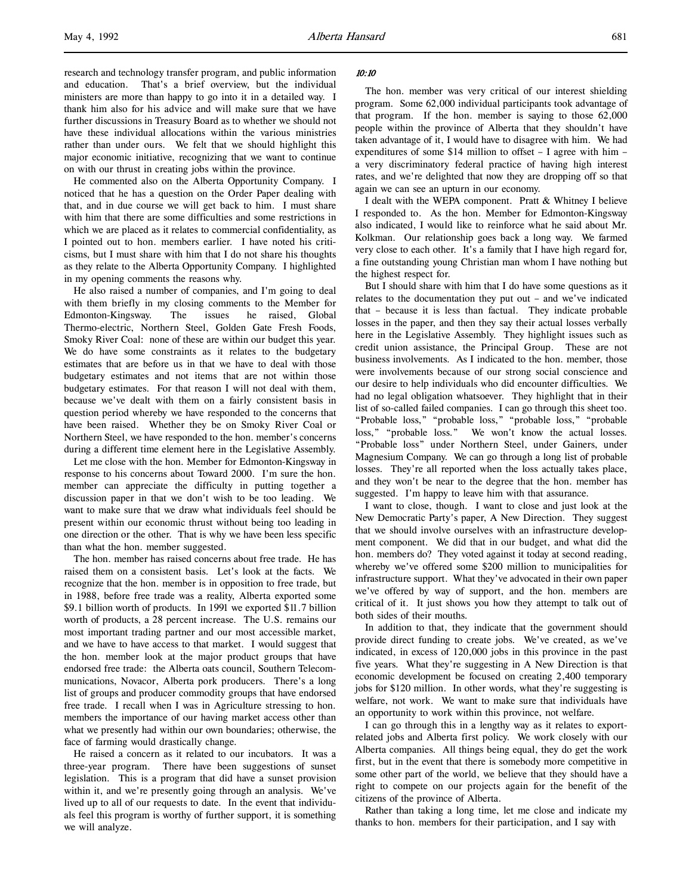research and technology transfer program, and public information and education. That's a brief overview, but the individual ministers are more than happy to go into it in a detailed way. I thank him also for his advice and will make sure that we have further discussions in Treasury Board as to whether we should not have these individual allocations within the various ministries rather than under ours. We felt that we should highlight this major economic initiative, recognizing that we want to continue on with our thrust in creating jobs within the province.

He commented also on the Alberta Opportunity Company. I noticed that he has a question on the Order Paper dealing with that, and in due course we will get back to him. I must share with him that there are some difficulties and some restrictions in which we are placed as it relates to commercial confidentiality, as I pointed out to hon. members earlier. I have noted his criticisms, but I must share with him that I do not share his thoughts as they relate to the Alberta Opportunity Company. I highlighted in my opening comments the reasons why.

He also raised a number of companies, and I'm going to deal with them briefly in my closing comments to the Member for Edmonton-Kingsway. The issues he raised, Global Thermo-electric, Northern Steel, Golden Gate Fresh Foods, Smoky River Coal: none of these are within our budget this year. We do have some constraints as it relates to the budgetary estimates that are before us in that we have to deal with those budgetary estimates and not items that are not within those budgetary estimates. For that reason I will not deal with them, because we've dealt with them on a fairly consistent basis in question period whereby we have responded to the concerns that have been raised. Whether they be on Smoky River Coal or Northern Steel, we have responded to the hon. member's concerns during a different time element here in the Legislative Assembly.

Let me close with the hon. Member for Edmonton-Kingsway in response to his concerns about Toward 2000. I'm sure the hon. member can appreciate the difficulty in putting together a discussion paper in that we don't wish to be too leading. We want to make sure that we draw what individuals feel should be present within our economic thrust without being too leading in one direction or the other. That is why we have been less specific than what the hon. member suggested.

The hon. member has raised concerns about free trade. He has raised them on a consistent basis. Let's look at the facts. We recognize that the hon. member is in opposition to free trade, but in 1988, before free trade was a reality, Alberta exported some $9.1 billion worth of products. In 1991 we exported $11.7 billion worth of products, a 28 percent increase. The U.S. remains our most important trading partner and our most accessible market, and we have to have access to that market. I would suggest that the hon. member look at the major product groups that have endorsed free trade: the Alberta oats council, Southern Telecommunications, Novacor, Alberta pork producers. There's a long list of groups and producer commodity groups that have endorsed free trade. I recall when I was in Agriculture stressing to hon. members the importance of our having market access other than what we presently had within our own boundaries; otherwise, the face of farming would drastically change.

He raised a concern as it related to our incubators. It was a three-year program. There have been suggestions of sunset legislation. This is a program that did have a sunset provision within it, and we're presently going through an analysis. We've lived up to all of our requests to date. In the event that individuals feel this program is worthy of further support, it is something we will analyze.

*10:10*

The hon. member was very critical of our interest shielding program. Some 62,000 individual participants took advantage of that program. If the hon. member is saying to those 62,000 people within the province of Alberta that they shouldn't have taken advantage of it, I would have to disagree with him. We had expenditures of some $14 million to offset – I agree with him – a very discriminatory federal practice of having high interest rates, and we're delighted that now they are dropping off so that again we can see an upturn in our economy.

I dealt with the WEPA component. Pratt & Whitney I believe I responded to. As the hon. Member for Edmonton-Kingsway also indicated, I would like to reinforce what he said about Mr. Kolkman. Our relationship goes back a long way. We farmed very close to each other. It's a family that I have high regard for, a fine outstanding young Christian man whom I have nothing but the highest respect for.

But I should share with him that I do have some questions as it relates to the documentation they put out – and we've indicated that – because it is less than factual. They indicate probable losses in the paper, and then they say their actual losses verbally here in the Legislative Assembly. They highlight issues such as credit union assistance, the Principal Group. These are not business involvements. As I indicated to the hon. member, those were involvements because of our strong social conscience and our desire to help individuals who did encounter difficulties. We had no legal obligation whatsoever. They highlight that in their list of so-called failed companies. I can go through this sheet too. "Probable loss," "probable loss," "probable loss," "probable loss," "probable loss." We won't know the actual losses. "Probable loss" under Northern Steel, under Gainers, under Magnesium Company. We can go through a long list of probable losses. They're all reported when the loss actually takes place, and they won't be near to the degree that the hon. member has suggested. I'm happy to leave him with that assurance.

I want to close, though. I want to close and just look at the New Democratic Party's paper, A New Direction. They suggest that we should involve ourselves with an infrastructure development component. We did that in our budget, and what did the hon. members do? They voted against it today at second reading, whereby we've offered some $200 million to municipalities for infrastructure support. What they've advocated in their own paper we've offered by way of support, and the hon. members are critical of it. It just shows you how they attempt to talk out of both sides of their mouths.

In addition to that, they indicate that the government should provide direct funding to create jobs. We've created, as we've indicated, in excess of 120,000 jobs in this province in the past five years. What they're suggesting in A New Direction is that economic development be focused on creating 2,400 temporary jobs for $120 million. In other words, what they're suggesting is welfare, not work. We want to make sure that individuals have an opportunity to work within this province, not welfare.

I can go through this in a lengthy way as it relates to export-related jobs and Alberta first policy. We work closely with our Alberta companies. All things being equal, they do get the work first, but in the event that there is somebody more competitive in some other part of the world, we believe that they should have a right to compete on our projects again for the benefit of the citizens of the province of Alberta.

Rather than taking a long time, let me close and indicate my thanks to hon. members for their participation, and I say with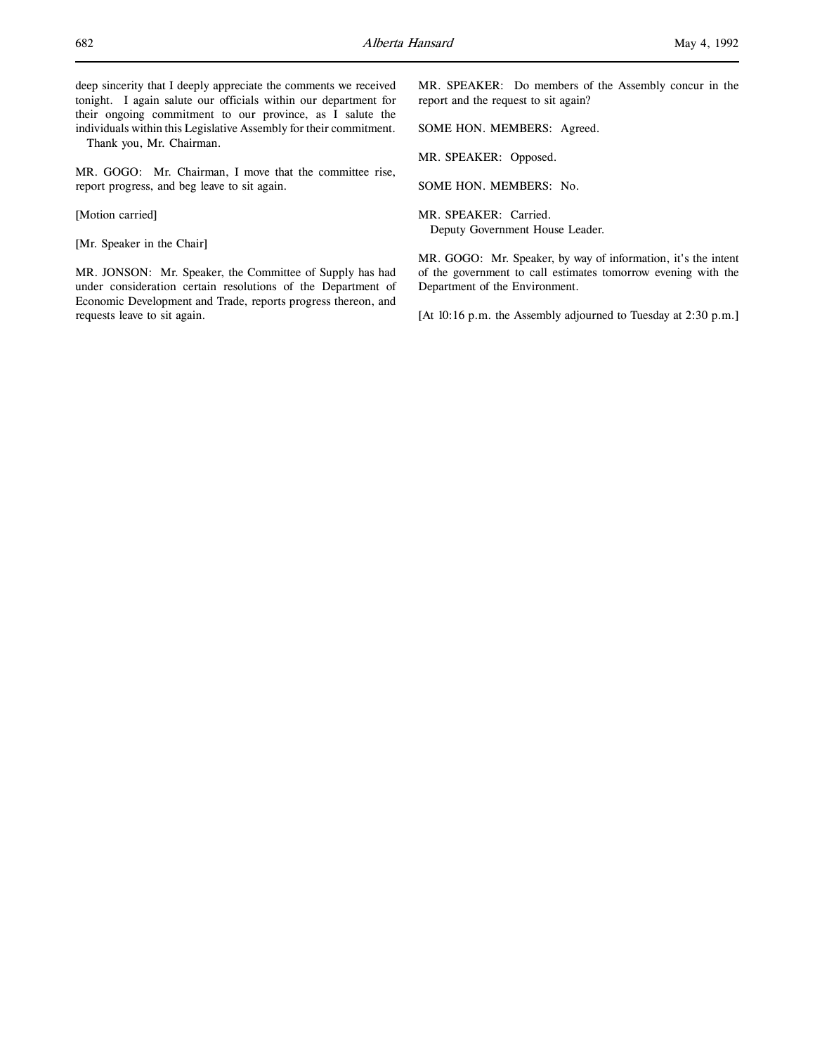deep sincerity that I deeply appreciate the comments we received tonight. I again salute our officials within our department for their ongoing commitment to our province, as I salute the individuals within this Legislative Assembly for their commitment.

Thank you, Mr. Chairman.

MR. GOGO: Mr. Chairman, I move that the committee rise, report progress, and beg leave to sit again.

[Motion carried]

[Mr. Speaker in the Chair]

MR. JONSON: Mr. Speaker, the Committee of Supply has had under consideration certain resolutions of the Department of Economic Development and Trade, reports progress thereon, and requests leave to sit again.

MR. SPEAKER: Do members of the Assembly concur in the report and the request to sit again?

SOME HON. MEMBERS: Agreed.

MR. SPEAKER: Opposed.

SOME HON. MEMBERS: No.

MR. SPEAKER: Carried.

Deputy Government House Leader.

MR. GOGO: Mr. Speaker, by way of information, it's the intent of the government to call estimates tomorrow evening with the Department of the Environment.

[At 10:16 p.m. the Assembly adjourned to Tuesday at 2:30 p.m.]